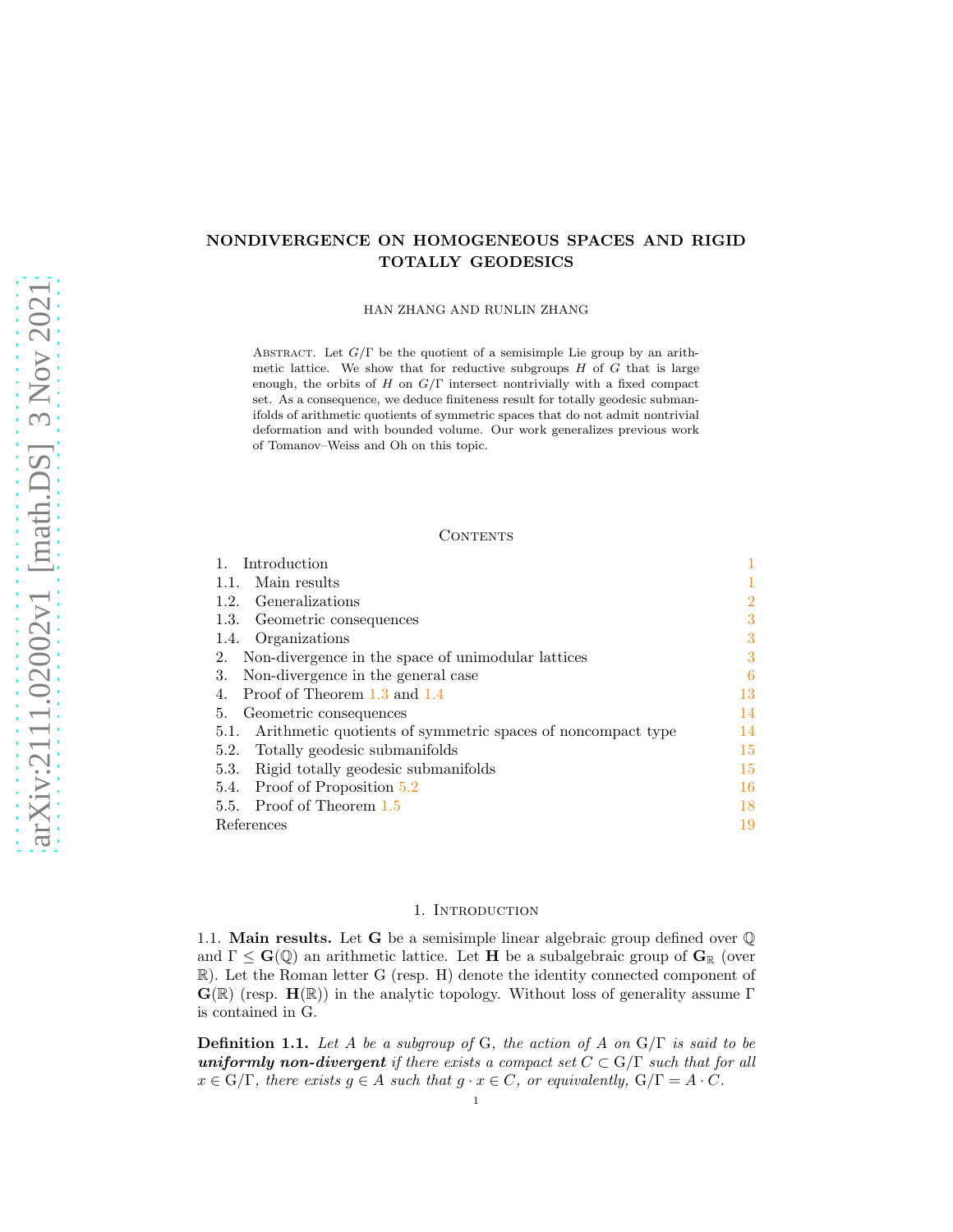# NONDIVERGENCE ON HOMOGENEOUS SPACES AND RIGID TOTALLY GEODESICS

HAN ZHANG AND RUNLIN ZHANG

Abstract. Let $G/\Gamma$ be the quotient of a semisimple Lie group by an arithmetic lattice. We show that for reductive subgroups $H$ of $G$ that is large enough, the orbits of $H$ on $G/\Gamma$ intersect nontrivially with a fixed compact set. As a consequence, we deduce finiteness result for totally geodesic submanifolds of arithmetic quotients of symmetric spaces that do not admit nontrivial deformation and with bounded volume. Our work generalizes previous work of Tomanov–Weiss and Oh on this topic.

## Contents

1. Introduction 1
   1.1. Main results 1
   1.2. Generalizations 2
   1.3. Geometric consequences 3
   1.4. Organizations 3
2. Non-divergence in the space of unimodular lattices 3
3. Non-divergence in the general case 6
4. Proof of Theorem 1.3 and 1.4 13
5. Geometric consequences 14
   5.1. Arithmetic quotients of symmetric spaces of noncompact type 14
   5.2. Totally geodesic submanifolds 15
   5.3. Rigid totally geodesic submanifolds 15
   5.4. Proof of Proposition 5.2 16
   5.5. Proof of Theorem 1.5 18

References 19

## 1. Introduction

### 1.1. Main results.

Let $\mathbf{G}$ be a semisimple linear algebraic group defined over $\mathbb{Q}$ and $\Gamma \leq \mathbf{G}(\mathbb{Q})$ an arithmetic lattice. Let $\mathbf{H}$ be a subalgebraic group of $\mathbf{G}_{\mathbb{R}}$ (over $\mathbb{R}$). Let the Roman letter $\mathrm{G}$ (resp. $\mathrm{H}$) denote the identity connected component of $\mathbf{G}(\mathbb{R})$ (resp. $\mathbf{H}(\mathbb{R})$) in the analytic topology. Without loss of generality assume $\Gamma$ is contained in $\mathrm{G}$.

**Definition 1.1.** *Let $A$ be a subgroup of $\mathrm{G}$, the action of $A$ on $\mathrm{G}/\Gamma$ is said to be* ***uniformly non-divergent*** *if there exists a compact set $C \subset \mathrm{G}/\Gamma$ such that for all $x \in \mathrm{G}/\Gamma$, there exists $g \in A$ such that $g \cdot x \in C$, or equivalently, $\mathrm{G}/\Gamma = A \cdot C$.*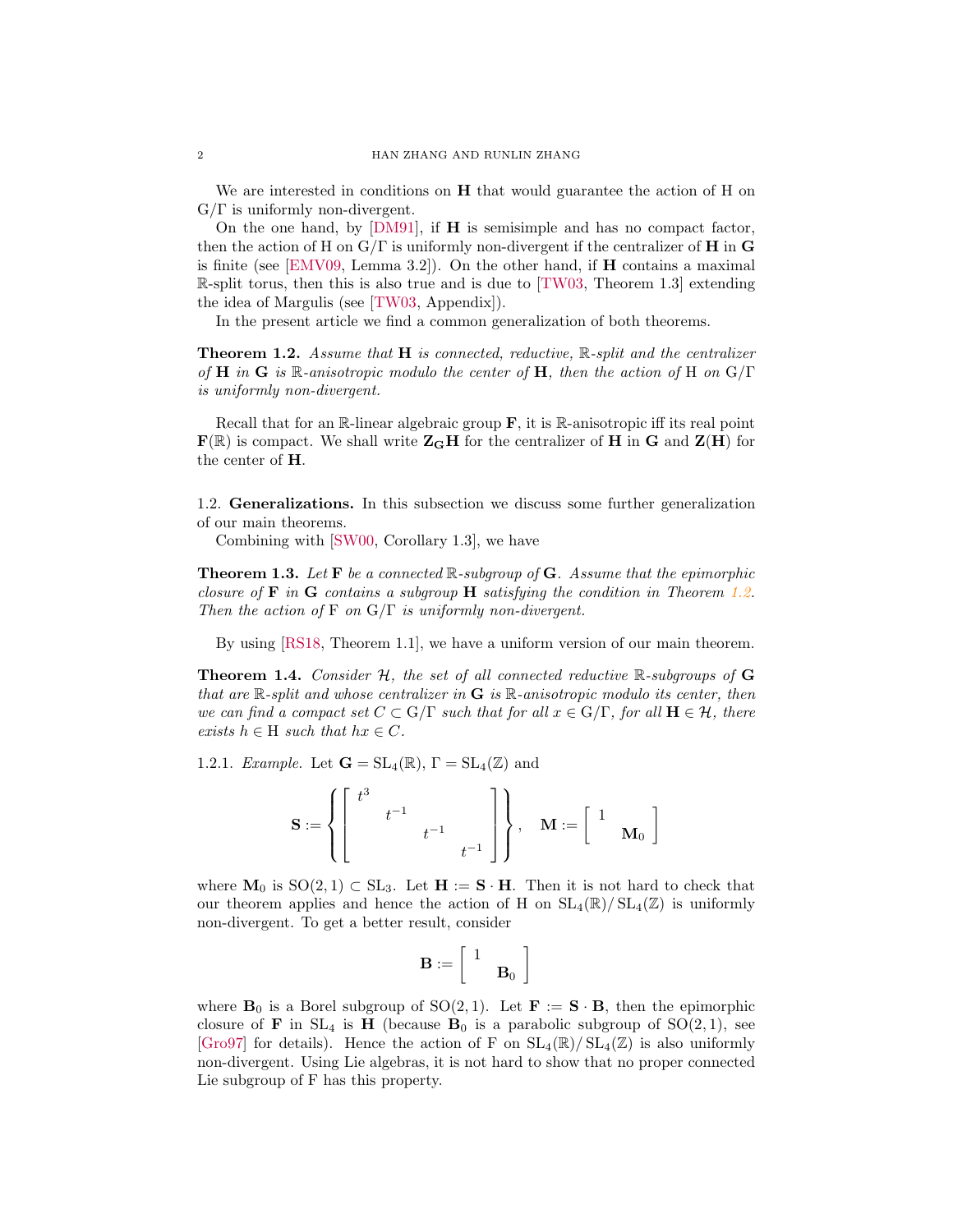We are interested in conditions on $\mathbf{H}$ that would guarantee the action of $\mathrm{H}$ on $\mathrm{G}/\Gamma$ is uniformly non-divergent.

On the one hand, by [DM91], if $\mathbf{H}$ is semisimple and has no compact factor, then the action of $\mathrm{H}$ on $\mathrm{G}/\Gamma$ is uniformly non-divergent if the centralizer of $\mathbf{H}$ in $\mathbf{G}$ is finite (see [EMV09, Lemma 3.2]). On the other hand, if $\mathbf{H}$ contains a maximal $\mathbb{R}$-split torus, then this is also true and is due to [TW03, Theorem 1.3] extending the idea of Margulis (see [TW03, Appendix]).

In the present article we find a common generalization of both theorems.

**Theorem 1.2.** *Assume that $\mathbf{H}$ is connected, reductive, $\mathbb{R}$-split and the centralizer of $\mathbf{H}$ in $\mathbf{G}$ is $\mathbb{R}$-anisotropic modulo the center of $\mathbf{H}$, then the action of $\mathrm{H}$ on $\mathrm{G}/\Gamma$ is uniformly non-divergent.*

Recall that for an $\mathbb{R}$-linear algebraic group $\mathbf{F}$, it is $\mathbb{R}$-anisotropic iff its real point $\mathbf{F}(\mathbb{R})$ is compact. We shall write $\mathbf{Z_G H}$ for the centralizer of $\mathbf{H}$ in $\mathbf{G}$ and $\mathbf{Z}(\mathbf{H})$ for the center of $\mathbf{H}$.

## 1.2. Generalizations.

In this subsection we discuss some further generalization of our main theorems.

Combining with [SW00, Corollary 1.3], we have

**Theorem 1.3.** *Let $\mathbf{F}$ be a connected $\mathbb{R}$-subgroup of $\mathbf{G}$. Assume that the epimorphic closure of $\mathbf{F}$ in $\mathbf{G}$ contains a subgroup $\mathbf{H}$ satisfying the condition in Theorem 1.2. Then the action of $\mathrm{F}$ on $\mathrm{G}/\Gamma$ is uniformly non-divergent.*

By using [RS18, Theorem 1.1], we have a uniform version of our main theorem.

**Theorem 1.4.** *Consider $\mathcal{H}$, the set of all connected reductive $\mathbb{R}$-subgroups of $\mathbf{G}$ that are $\mathbb{R}$-split and whose centralizer in $\mathbf{G}$ is $\mathbb{R}$-anisotropic modulo its center, then we can find a compact set $C \subset \mathrm{G}/\Gamma$ such that for all $x \in \mathrm{G}/\Gamma$, for all $\mathbf{H} \in \mathcal{H}$, there exists $h \in \mathrm{H}$ such that $hx \in C$.*

1.2.1. *Example.* Let $\mathbf{G} = \mathrm{SL}_4(\mathbb{R})$, $\Gamma = \mathrm{SL}_4(\mathbb{Z})$ and

$$\mathbf{S} := \left\{ \begin{bmatrix} t^3 & & & \\ & t^{-1} & & \\ & & t^{-1} & \\ & & & t^{-1} \end{bmatrix} \right\}, \quad \mathbf{M} := \begin{bmatrix} 1 & \\ & \mathbf{M}_0 \end{bmatrix}$$

where $\mathbf{M}_0$ is $\mathrm{SO}(2,1) \subset \mathrm{SL}_3$. Let $\mathbf{H} := \mathbf{S} \cdot \mathbf{H}$. Then it is not hard to check that our theorem applies and hence the action of $\mathrm{H}$ on $\mathrm{SL}_4(\mathbb{R})/\mathrm{SL}_4(\mathbb{Z})$ is uniformly non-divergent. To get a better result, consider

$$\mathbf{B} := \begin{bmatrix} 1 & \\ & \mathbf{B}_0 \end{bmatrix}$$

where $\mathbf{B}_0$ is a Borel subgroup of $\mathrm{SO}(2,1)$. Let $\mathbf{F} := \mathbf{S} \cdot \mathbf{B}$, then the epimorphic closure of $\mathbf{F}$ in $\mathrm{SL}_4$ is $\mathbf{H}$ (because $\mathbf{B}_0$ is a parabolic subgroup of $\mathrm{SO}(2,1)$, see [Gro97] for details). Hence the action of $\mathrm{F}$ on $\mathrm{SL}_4(\mathbb{R})/\mathrm{SL}_4(\mathbb{Z})$ is also uniformly non-divergent. Using Lie algebras, it is not hard to show that no proper connected Lie subgroup of $\mathrm{F}$ has this property.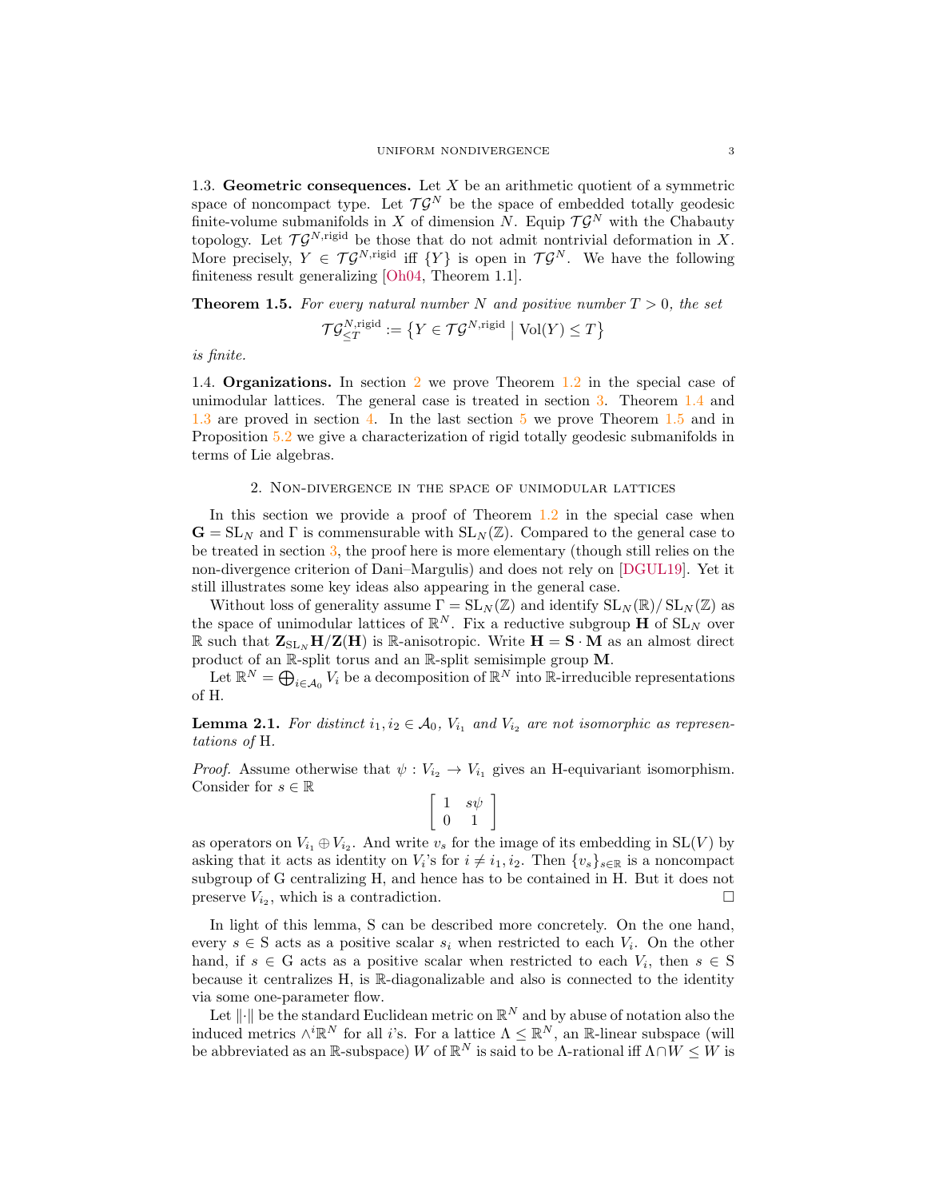**1.3. Geometric consequences.** Let $X$ be an arithmetic quotient of a symmetric space of noncompact type. Let $\mathcal{TG}^N$ be the space of embedded totally geodesic finite-volume submanifolds in $X$ of dimension $N$. Equip $\mathcal{TG}^N$ with the Chabauty topology. Let $\mathcal{TG}^{N,\text{rigid}}$ be those that do not admit nontrivial deformation in $X$. More precisely, $Y \in \mathcal{TG}^{N,\text{rigid}}$ iff $\{Y\}$ is open in $\mathcal{TG}^N$. We have the following finiteness result generalizing [Oh04, Theorem 1.1].

**Theorem 1.5.** *For every natural number $N$ and positive number $T > 0$, the set*

$$\mathcal{TG}^{N,\text{rigid}}_{\leq T} := \left\{ Y \in \mathcal{TG}^{N,\text{rigid}} \;\middle|\; \mathrm{Vol}(Y) \leq T \right\}$$

*is finite.*

**1.4. Organizations.** In section 2 we prove Theorem 1.2 in the special case of unimodular lattices. The general case is treated in section 3. Theorem 1.4 and 1.3 are proved in section 4. In the last section 5 we prove Theorem 1.5 and in Proposition 5.2 we give a characterization of rigid totally geodesic submanifolds in terms of Lie algebras.

## 2. Non-divergence in the space of unimodular lattices

In this section we provide a proof of Theorem 1.2 in the special case when $\mathbf{G} = \mathrm{SL}_N$ and $\Gamma$ is commensurable with $\mathrm{SL}_N(\mathbb{Z})$. Compared to the general case to be treated in section 3, the proof here is more elementary (though still relies on the non-divergence criterion of Dani–Margulis) and does not rely on [DGUL19]. Yet it still illustrates some key ideas also appearing in the general case.

Without loss of generality assume $\Gamma = \mathrm{SL}_N(\mathbb{Z})$ and identify $\mathrm{SL}_N(\mathbb{R})/\mathrm{SL}_N(\mathbb{Z})$ as the space of unimodular lattices of $\mathbb{R}^N$. Fix a reductive subgroup $\mathbf{H}$ of $\mathrm{SL}_N$ over $\mathbb{R}$ such that $\mathbf{Z}_{\mathrm{SL}_N}\mathbf{H}/\mathbf{Z}(\mathbf{H})$ is $\mathbb{R}$-anisotropic. Write $\mathbf{H} = \mathbf{S} \cdot \mathbf{M}$ as an almost direct product of an $\mathbb{R}$-split torus and an $\mathbb{R}$-split semisimple group $\mathbf{M}$.

Let $\mathbb{R}^N = \bigoplus_{i \in \mathcal{A}_0} V_i$ be a decomposition of $\mathbb{R}^N$ into $\mathbb{R}$-irreducible representations of $\mathrm{H}$.

**Lemma 2.1.** *For distinct $i_1, i_2 \in \mathcal{A}_0$, $V_{i_1}$ and $V_{i_2}$ are not isomorphic as representations of* $\mathrm{H}$.

*Proof.* Assume otherwise that $\psi : V_{i_2} \to V_{i_1}$ gives an $\mathrm{H}$-equivariant isomorphism. Consider for $s \in \mathbb{R}$

$$\begin{bmatrix} 1 & s\psi \\ 0 & 1 \end{bmatrix}$$

as operators on $V_{i_1} \oplus V_{i_2}$. And write $v_s$ for the image of its embedding in $\mathrm{SL}(V)$ by asking that it acts as identity on $V_i$'s for $i \neq i_1, i_2$. Then $\{v_s\}_{s \in \mathbb{R}}$ is a noncompact subgroup of $\mathrm{G}$ centralizing $\mathrm{H}$, and hence has to be contained in $\mathrm{H}$. But it does not preserve $V_{i_2}$, which is a contradiction. $\square$

In light of this lemma, $\mathrm{S}$ can be described more concretely. On the one hand, every $s \in \mathrm{S}$ acts as a positive scalar $s_i$ when restricted to each $V_i$. On the other hand, if $s \in \mathrm{G}$ acts as a positive scalar when restricted to each $V_i$, then $s \in \mathrm{S}$ because it centralizes $\mathrm{H}$, is $\mathbb{R}$-diagonalizable and also is connected to the identity via some one-parameter flow.

Let $\|\cdot\|$ be the standard Euclidean metric on $\mathbb{R}^N$ and by abuse of notation also the induced metrics $\wedge^i \mathbb{R}^N$ for all $i$'s. For a lattice $\Lambda \leq \mathbb{R}^N$, an $\mathbb{R}$-linear subspace (will be abbreviated as an $\mathbb{R}$-subspace) $W$ of $\mathbb{R}^N$ is said to be $\Lambda$-rational iff $\Lambda \cap W \leq W$ is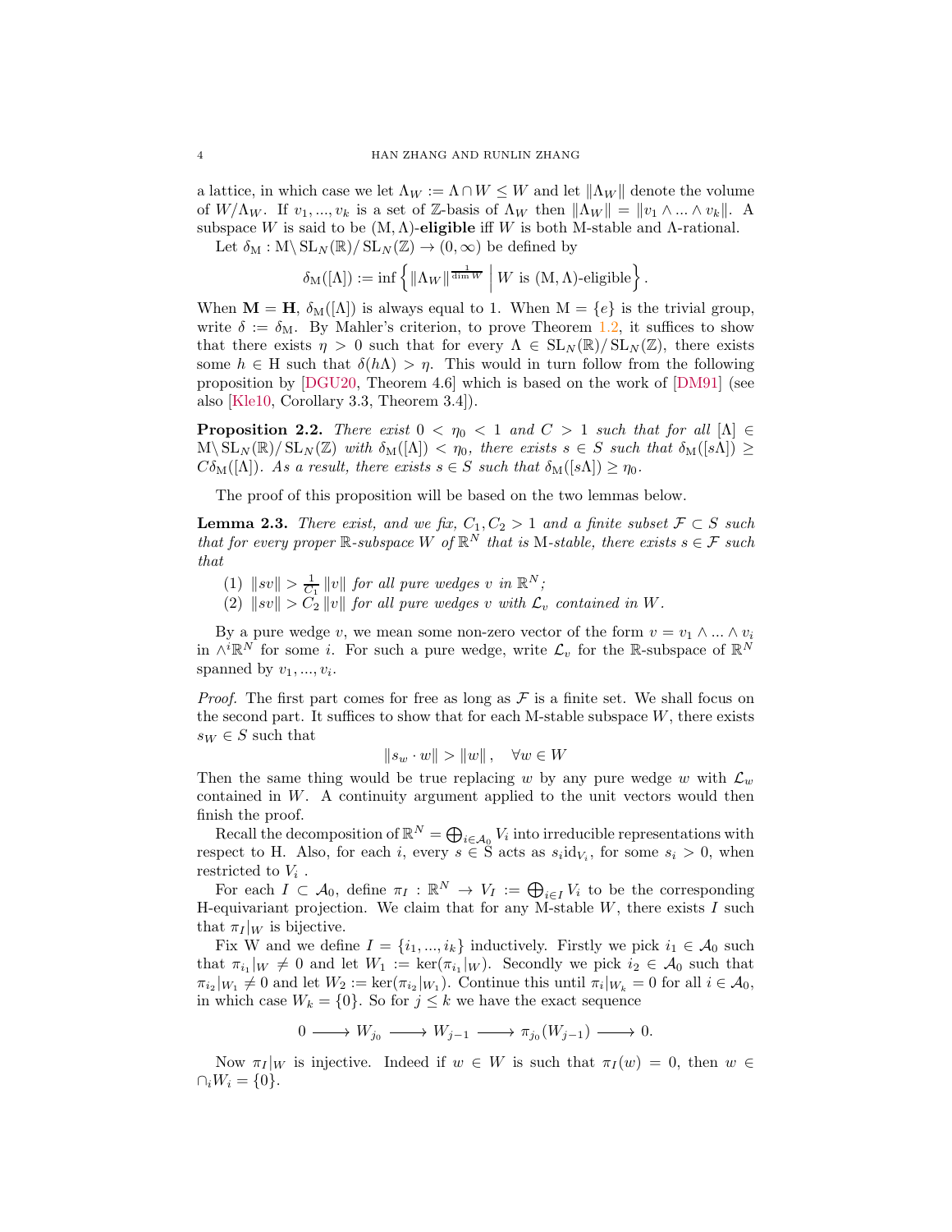a lattice, in which case we let $\Lambda_W := \Lambda \cap W \leq W$ and let $\|\Lambda_W\|$ denote the volume of $W/\Lambda_W$. If $v_1, ..., v_k$ is a set of $\mathbb{Z}$-basis of $\Lambda_W$ then $\|\Lambda_W\| = \|v_1 \wedge ... \wedge v_k\|$. A subspace $W$ is said to be $(\mathrm{M}, \Lambda)$-**eligible** iff $W$ is both M-stable and $\Lambda$-rational.

Let $\delta_{\mathrm{M}} : \mathrm{M}\backslash \mathrm{SL}_N(\mathbb{R})/\mathrm{SL}_N(\mathbb{Z}) \to (0, \infty)$ be defined by

$$\delta_{\mathrm{M}}([\Lambda]) := \inf \left\{ \|\Lambda_W\|^{\frac{1}{\dim W}} \;\middle|\; W \text{ is } (\mathrm{M}, \Lambda)\text{-eligible} \right\}.$$

When $\mathbf{M} = \mathbf{H}$, $\delta_{\mathrm{M}}([\Lambda])$ is always equal to 1. When $\mathrm{M} = \{e\}$ is the trivial group, write $\delta := \delta_{\mathrm{M}}$. By Mahler's criterion, to prove Theorem 1.2, it suffices to show that there exists $\eta > 0$ such that for every $\Lambda \in \mathrm{SL}_N(\mathbb{R})/\mathrm{SL}_N(\mathbb{Z})$, there exists some $h \in \mathrm{H}$ such that $\delta(h\Lambda) > \eta$. This would in turn follow from the following proposition by [DGU20, Theorem 4.6] which is based on the work of [DM91] (see also [Kle10, Corollary 3.3, Theorem 3.4]).

**Proposition 2.2.** *There exist $0 < \eta_0 < 1$ and $C > 1$ such that for all $[\Lambda] \in \mathrm{M}\backslash \mathrm{SL}_N(\mathbb{R})/\mathrm{SL}_N(\mathbb{Z})$ with $\delta_{\mathrm{M}}([\Lambda]) < \eta_0$, there exists $s \in S$ such that $\delta_{\mathrm{M}}([s\Lambda]) \geq C\delta_{\mathrm{M}}([\Lambda])$. As a result, there exists $s \in S$ such that $\delta_{\mathrm{M}}([s\Lambda]) \geq \eta_0$.*

The proof of this proposition will be based on the two lemmas below.

**Lemma 2.3.** *There exist, and we fix, $C_1, C_2 > 1$ and a finite subset $\mathcal{F} \subset S$ such that for every proper $\mathbb{R}$-subspace $W$ of $\mathbb{R}^N$ that is* M*-stable, there exists $s \in \mathcal{F}$ such that*

1. *$\|sv\| > \frac{1}{C_1}\|v\|$ for all pure wedges $v$ in $\mathbb{R}^N$;*
2. *$\|sv\| > C_2\|v\|$ for all pure wedges $v$ with $\mathcal{L}_v$ contained in $W$.*

By a pure wedge $v$, we mean some non-zero vector of the form $v = v_1 \wedge ... \wedge v_i$ in $\wedge^i \mathbb{R}^N$ for some $i$. For such a pure wedge, write $\mathcal{L}_v$ for the $\mathbb{R}$-subspace of $\mathbb{R}^N$ spanned by $v_1, ..., v_i$.

*Proof.* The first part comes for free as long as $\mathcal{F}$ is a finite set. We shall focus on the second part. It suffices to show that for each M-stable subspace $W$, there exists $s_W \in S$ such that

$$\|s_w \cdot w\| > \|w\|, \quad \forall w \in W$$

Then the same thing would be true replacing $w$ by any pure wedge $w$ with $\mathcal{L}_w$ contained in $W$. A continuity argument applied to the unit vectors would then finish the proof.

Recall the decomposition of $\mathbb{R}^N = \bigoplus_{i \in \mathcal{A}_0} V_i$ into irreducible representations with respect to H. Also, for each $i$, every $s \in S$ acts as $s_i \mathrm{id}_{V_i}$, for some $s_i > 0$, when restricted to $V_i$ .

For each $I \subset \mathcal{A}_0$, define $\pi_I : \mathbb{R}^N \to V_I := \bigoplus_{i \in I} V_i$ to be the corresponding H-equivariant projection. We claim that for any M-stable $W$, there exists $I$ such that $\pi_I|_W$ is bijective.

Fix W and we define $I = \{i_1, ..., i_k\}$ inductively. Firstly we pick $i_1 \in \mathcal{A}_0$ such that $\pi_{i_1}|_W \neq 0$ and let $W_1 := \ker(\pi_{i_1}|_W)$. Secondly we pick $i_2 \in \mathcal{A}_0$ such that $\pi_{i_2}|_{W_1} \neq 0$ and let $W_2 := \ker(\pi_{i_2}|_{W_1})$. Continue this until $\pi_i|_{W_k} = 0$ for all $i \in \mathcal{A}_0$, in which case $W_k = \{0\}$. So for $j \leq k$ we have the exact sequence

$$0 \longrightarrow W_{j_0} \longrightarrow W_{j-1} \longrightarrow \pi_{j_0}(W_{j-1}) \longrightarrow 0.$$

Now $\pi_I|_W$ is injective. Indeed if $w \in W$ is such that $\pi_I(w) = 0$, then $w \in \cap_i W_i = \{0\}$.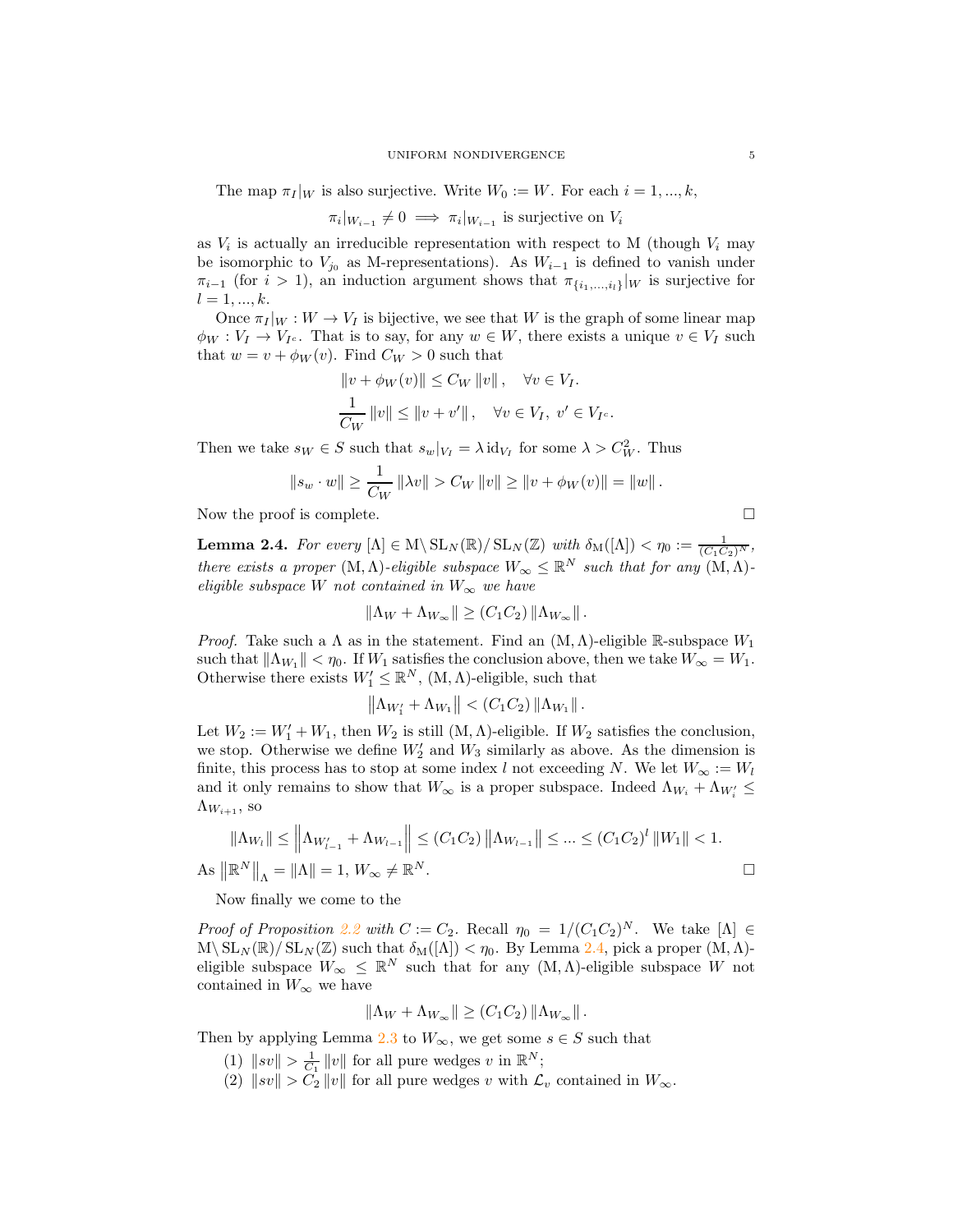The map $\pi_I|_W$ is also surjective. Write $W_0 := W$. For each $i = 1, ..., k$,

$$\pi_i|_{W_{i-1}} \neq 0 \implies \pi_i|_{W_{i-1}} \text{ is surjective on } V_i$$

as $V_i$ is actually an irreducible representation with respect to $\mathrm{M}$ (though $V_i$ may be isomorphic to $V_{j_0}$ as $\mathrm{M}$-representations). As $W_{i-1}$ is defined to vanish under $\pi_{i-1}$ (for $i > 1$), an induction argument shows that $\pi_{\{i_1,...,i_l\}}|_W$ is surjective for $l = 1, ..., k$.

Once $\pi_I|_W : W \to V_I$ is bijective, we see that $W$ is the graph of some linear map $\phi_W : V_I \to V_{I^c}$. That is to say, for any $w \in W$, there exists a unique $v \in V_I$ such that $w = v + \phi_W(v)$. Find $C_W > 0$ such that

$$\|v + \phi_W(v)\| \leq C_W \|v\|, \quad \forall v \in V_I.$$
$$\frac{1}{C_W} \|v\| \leq \|v + v'\|, \quad \forall v \in V_I,\ v' \in V_{I^c}.$$

Then we take $s_W \in S$ such that $s_w|_{V_I} = \lambda\, \mathrm{id}_{V_I}$ for some $\lambda > C_W^2$. Thus

$$\|s_w \cdot w\| \geq \frac{1}{C_W} \|\lambda v\| > C_W \|v\| \geq \|v + \phi_W(v)\| = \|w\|.$$

Now the proof is complete. $\square$

**Lemma 2.4.** *For every $[\Lambda] \in \mathrm{M}\backslash \mathrm{SL}_N(\mathbb{R})/\mathrm{SL}_N(\mathbb{Z})$ with $\delta_{\mathrm{M}}([\Lambda]) < \eta_0 := \frac{1}{(C_1C_2)^N}$, there exists a proper $(\mathrm{M}, \Lambda)$-eligible subspace $W_\infty \leq \mathbb{R}^N$ such that for any $(\mathrm{M}, \Lambda)$-eligible subspace $W$ not contained in $W_\infty$ we have*

$$\|\Lambda_W + \Lambda_{W_\infty}\| \geq (C_1C_2) \|\Lambda_{W_\infty}\|.$$

*Proof.* Take such a $\Lambda$ as in the statement. Find an $(\mathrm{M}, \Lambda)$-eligible $\mathbb{R}$-subspace $W_1$ such that $\|\Lambda_{W_1}\| < \eta_0$. If $W_1$ satisfies the conclusion above, then we take $W_\infty = W_1$. Otherwise there exists $W_1' \leq \mathbb{R}^N$, $(\mathrm{M}, \Lambda)$-eligible, such that

$$\left\|\Lambda_{W_1'} + \Lambda_{W_1}\right\| < (C_1C_2) \|\Lambda_{W_1}\|.$$

Let $W_2 := W_1' + W_1$, then $W_2$ is still $(\mathrm{M}, \Lambda)$-eligible. If $W_2$ satisfies the conclusion, we stop. Otherwise we define $W_2'$ and $W_3$ similarly as above. As the dimension is finite, this process has to stop at some index $l$ not exceeding $N$. We let $W_\infty := W_l$ and it only remains to show that $W_\infty$ is a proper subspace. Indeed $\Lambda_{W_i} + \Lambda_{W_i'} \leq \Lambda_{W_{i+1}}$, so

$$\|\Lambda_{W_l}\| \leq \left\|\Lambda_{W_{l-1}'} + \Lambda_{W_{l-1}}\right\| \leq (C_1C_2) \|\Lambda_{W_{l-1}}\| \leq ... \leq (C_1C_2)^l \|W_1\| < 1.$$

As $\left\|\mathbb{R}^N\right\|_\Lambda = \|\Lambda\| = 1$, $W_\infty \neq \mathbb{R}^N$. $\square$

Now finally we come to the

*Proof of Proposition 2.2 with $C := C_2$.* Recall $\eta_0 = 1/(C_1C_2)^N$. We take $[\Lambda] \in \mathrm{M}\backslash \mathrm{SL}_N(\mathbb{R})/\mathrm{SL}_N(\mathbb{Z})$ such that $\delta_{\mathrm{M}}([\Lambda]) < \eta_0$. By Lemma 2.4, pick a proper $(\mathrm{M}, \Lambda)$-eligible subspace $W_\infty \leq \mathbb{R}^N$ such that for any $(\mathrm{M}, \Lambda)$-eligible subspace $W$ not contained in $W_\infty$ we have

$$\|\Lambda_W + \Lambda_{W_\infty}\| \geq (C_1C_2) \|\Lambda_{W_\infty}\|.$$

Then by applying Lemma 2.3 to $W_\infty$, we get some $s \in S$ such that

1. $\|sv\| > \frac{1}{C_1} \|v\|$ for all pure wedges $v$ in $\mathbb{R}^N$;
2. $\|sv\| > C_2 \|v\|$ for all pure wedges $v$ with $\mathcal{L}_v$ contained in $W_\infty$.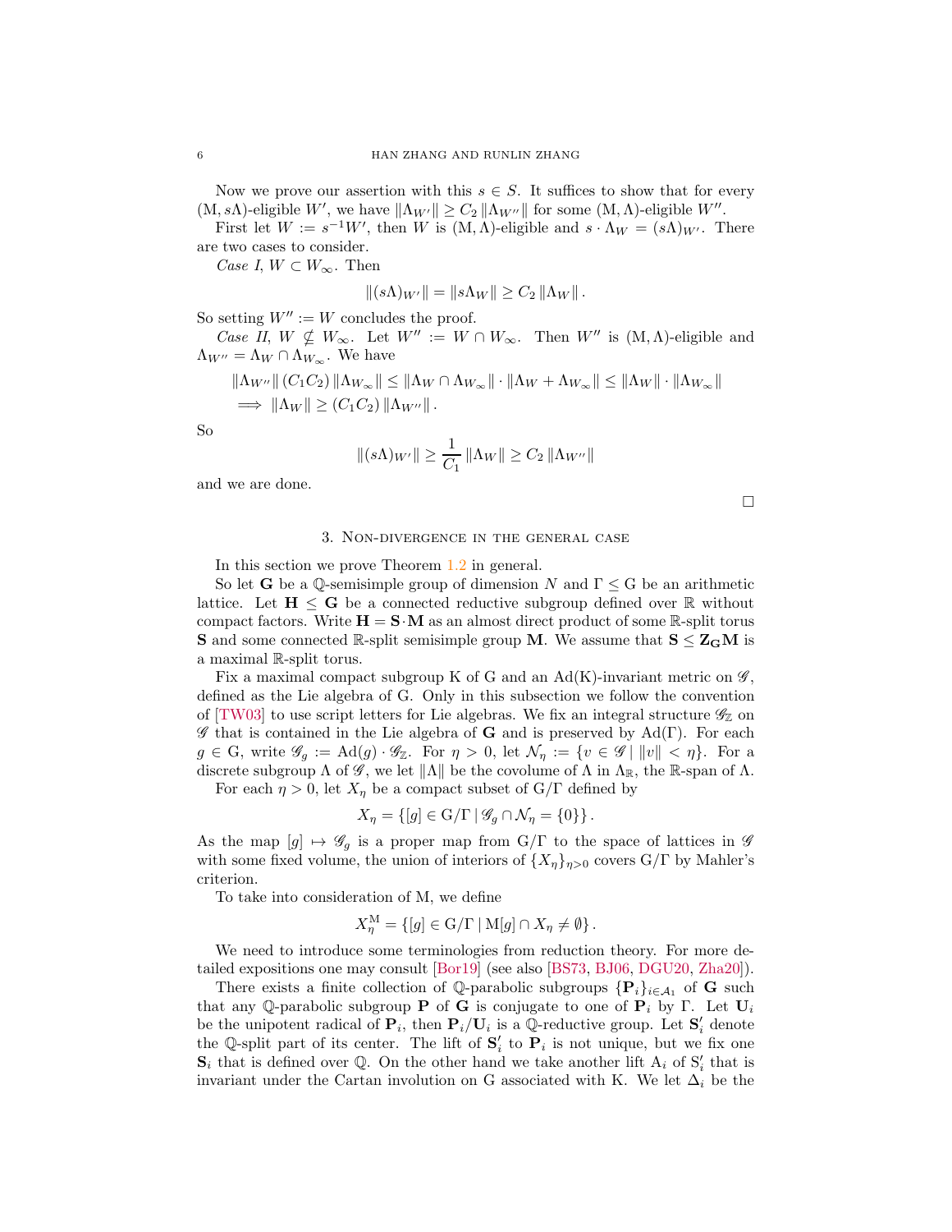Now we prove our assertion with this $s \in S$. It suffices to show that for every $(\mathrm{M}, s\Lambda)$-eligible $W'$, we have $\|\Lambda_{W'}\| \geq C_2 \|\Lambda_{W''}\|$ for some $(\mathrm{M}, \Lambda)$-eligible $W''$.

First let $W := s^{-1}W'$, then $W$ is $(\mathrm{M}, \Lambda)$-eligible and $s \cdot \Lambda_W = (s\Lambda)_{W'}$. There are two cases to consider.

*Case I*, $W \subset W_\infty$. Then

$$\|(s\Lambda)_{W'}\| = \|s\Lambda_W\| \geq C_2 \|\Lambda_W\|.$$

So setting $W'' := W$ concludes the proof.

*Case II*, $W \not\subseteq W_\infty$. Let $W'' := W \cap W_\infty$. Then $W''$ is $(\mathrm{M}, \Lambda)$-eligible and $\Lambda_{W''} = \Lambda_W \cap \Lambda_{W_\infty}$. We have

$$\begin{aligned}
&\|\Lambda_{W''}\| (C_1 C_2) \|\Lambda_{W_\infty}\| \leq \|\Lambda_W \cap \Lambda_{W_\infty}\| \cdot \|\Lambda_W + \Lambda_{W_\infty}\| \leq \|\Lambda_W\| \cdot \|\Lambda_{W_\infty}\| \\
\implies &\|\Lambda_W\| \geq (C_1 C_2) \|\Lambda_{W''}\|.
\end{aligned}$$

So

$$\|(s\Lambda)_{W'}\| \geq \frac{1}{C_1} \|\Lambda_W\| \geq C_2 \|\Lambda_{W''}\|$$

and we are done.

□

## 3. Non-divergence in the general case

In this section we prove Theorem 1.2 in general.

So let $\mathbf{G}$ be a $\mathbb{Q}$-semisimple group of dimension $N$ and $\Gamma \leq \mathrm{G}$ be an arithmetic lattice. Let $\mathbf{H} \leq \mathbf{G}$ be a connected reductive subgroup defined over $\mathbb{R}$ without compact factors. Write $\mathbf{H} = \mathbf{S} \cdot \mathbf{M}$ as an almost direct product of some $\mathbb{R}$-split torus $\mathbf{S}$ and some connected $\mathbb{R}$-split semisimple group $\mathbf{M}$. We assume that $\mathbf{S} \leq \mathbf{Z_G M}$ is a maximal $\mathbb{R}$-split torus.

Fix a maximal compact subgroup K of G and an $\mathrm{Ad}(\mathrm{K})$-invariant metric on $\mathscr{G}$, defined as the Lie algebra of G. Only in this subsection we follow the convention of [TW03] to use script letters for Lie algebras. We fix an integral structure $\mathscr{G}_\mathbb{Z}$ on $\mathscr{G}$ that is contained in the Lie algebra of $\mathbf{G}$ and is preserved by $\mathrm{Ad}(\Gamma)$. For each $g \in \mathrm{G}$, write $\mathscr{G}_g := \mathrm{Ad}(g) \cdot \mathscr{G}_\mathbb{Z}$. For $\eta > 0$, let $\mathcal{N}_\eta := \{v \in \mathscr{G} \mid \|v\| < \eta\}$. For a discrete subgroup $\Lambda$ of $\mathscr{G}$, we let $\|\Lambda\|$ be the covolume of $\Lambda$ in $\Lambda_\mathbb{R}$, the $\mathbb{R}$-span of $\Lambda$.

For each $\eta > 0$, let $X_\eta$ be a compact subset of $\mathrm{G}/\Gamma$ defined by

$$X_\eta = \{[g] \in \mathrm{G}/\Gamma \mid \mathscr{G}_g \cap \mathcal{N}_\eta = \{0\}\}.$$

As the map $[g] \mapsto \mathscr{G}_g$ is a proper map from $\mathrm{G}/\Gamma$ to the space of lattices in $\mathscr{G}$ with some fixed volume, the union of interiors of $\{X_\eta\}_{\eta > 0}$ covers $\mathrm{G}/\Gamma$ by Mahler's criterion.

To take into consideration of M, we define

$$X_\eta^{\mathrm{M}} = \{[g] \in \mathrm{G}/\Gamma \mid \mathrm{M}[g] \cap X_\eta \neq \emptyset\}.$$

We need to introduce some terminologies from reduction theory. For more detailed expositions one may consult [Bor19] (see also [BS73, BJ06, DGU20, Zha20]).

There exists a finite collection of $\mathbb{Q}$-parabolic subgroups $\{\mathbf{P}_i\}_{i \in \mathcal{A}_1}$ of $\mathbf{G}$ such that any $\mathbb{Q}$-parabolic subgroup $\mathbf{P}$ of $\mathbf{G}$ is conjugate to one of $\mathbf{P}_i$ by $\Gamma$. Let $\mathbf{U}_i$ be the unipotent radical of $\mathbf{P}_i$, then $\mathbf{P}_i/\mathbf{U}_i$ is a $\mathbb{Q}$-reductive group. Let $\mathbf{S}'_i$ denote the $\mathbb{Q}$-split part of its center. The lift of $\mathbf{S}'_i$ to $\mathbf{P}_i$ is not unique, but we fix one $\mathbf{S}_i$ that is defined over $\mathbb{Q}$. On the other hand we take another lift $\mathrm{A}_i$ of $\mathrm{S}'_i$ that is invariant under the Cartan involution on G associated with K. We let $\Delta_i$ be the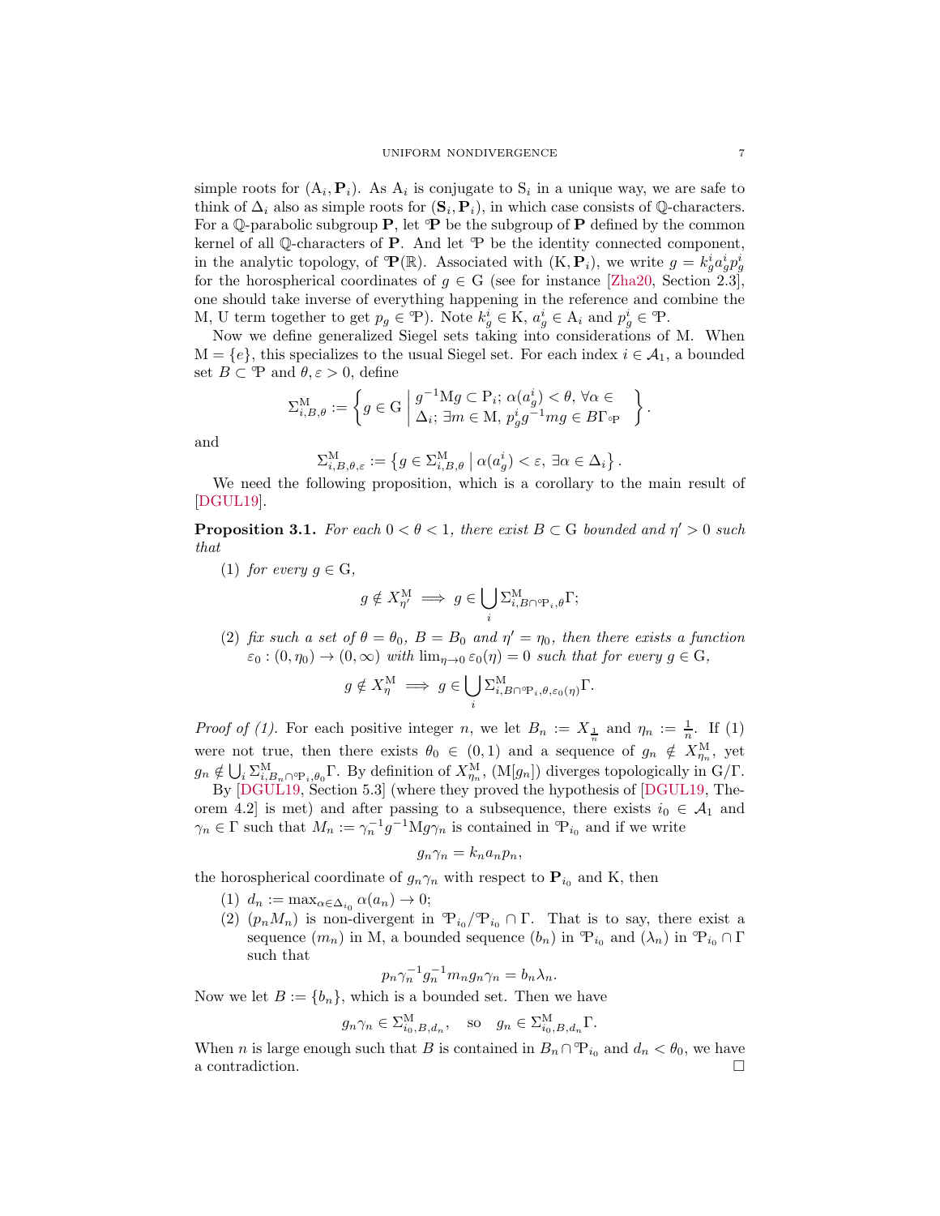simple roots for $(\mathrm{A}_i, \mathbf{P}_i)$. As $\mathrm{A}_i$ is conjugate to $\mathrm{S}_i$ in a unique way, we are safe to think of $\Delta_i$ also as simple roots for $(\mathbf{S}_i, \mathbf{P}_i)$, in which case consists of $\mathbb{Q}$-characters. For a $\mathbb{Q}$-parabolic subgroup $\mathbf{P}$, let ${}^{\circ}\mathbf{P}$ be the subgroup of $\mathbf{P}$ defined by the common kernel of all $\mathbb{Q}$-characters of $\mathbf{P}$. And let ${}^{\circ}\mathrm{P}$ be the identity connected component, in the analytic topology, of ${}^{\circ}\mathbf{P}(\mathbb{R})$. Associated with $(\mathrm{K}, \mathbf{P}_i)$, we write $g = k_g^i a_g^i p_g^i$ for the horospherical coordinates of $g \in \mathrm{G}$ (see for instance [Zha20, Section 2.3], one should take inverse of everything happening in the reference and combine the M, U term together to get $p_g \in {}^{\circ}\mathrm{P}$). Note $k_g^i \in \mathrm{K}$, $a_g^i \in \mathrm{A}_i$ and $p_g^i \in {}^{\circ}\mathrm{P}$.

Now we define generalized Siegel sets taking into considerations of M. When $\mathrm{M} = \{e\}$, this specializes to the usual Siegel set. For each index $i \in \mathcal{A}_1$, a bounded set $B \subset {}^{\circ}\mathrm{P}$ and $\theta, \varepsilon > 0$, define

$$\Sigma^{\mathrm{M}}_{i,B,\theta} := \left\{ g \in \mathrm{G} \;\middle|\; \begin{array}{l} g^{-1}\mathrm{M}g \subset \mathrm{P}_i;\ \alpha(a_g^i) < \theta,\ \forall \alpha \in \\ \Delta_i;\ \exists m \in \mathrm{M},\ p_g^i g^{-1} m g \in B\Gamma_{{}^{\circ}\mathrm{P}} \end{array} \right\}.$$

and

$$\Sigma^{\mathrm{M}}_{i,B,\theta,\varepsilon} := \left\{ g \in \Sigma^{\mathrm{M}}_{i,B,\theta} \;\middle|\; \alpha(a_g^i) < \varepsilon,\ \exists \alpha \in \Delta_i \right\}.$$

We need the following proposition, which is a corollary to the main result of [DGUL19].

**Proposition 3.1.** *For each $0 < \theta < 1$, there exist $B \subset \mathrm{G}$ bounded and $\eta' > 0$ such that*

1. *for every $g \in \mathrm{G}$,*
$$g \notin X^{\mathrm{M}}_{\eta'} \implies g \in \bigcup_i \Sigma^{\mathrm{M}}_{i, B \cap {}^{\circ}\mathrm{P}_i, \theta}\Gamma;$$
2. *fix such a set of $\theta = \theta_0$, $B = B_0$ and $\eta' = \eta_0$, then there exists a function $\varepsilon_0 : (0, \eta_0) \to (0, \infty)$ with $\lim_{\eta \to 0} \varepsilon_0(\eta) = 0$ such that for every $g \in \mathrm{G}$,*
$$g \notin X^{\mathrm{M}}_{\eta} \implies g \in \bigcup_i \Sigma^{\mathrm{M}}_{i, B \cap {}^{\circ}\mathrm{P}_i, \theta, \varepsilon_0(\eta)}\Gamma.$$

*Proof of (1).* For each positive integer $n$, we let $B_n := X_{\frac{1}{n}}$ and $\eta_n := \frac{1}{n}$. If (1) were not true, then there exists $\theta_0 \in (0,1)$ and a sequence of $g_n \notin X^{\mathrm{M}}_{\eta_n}$, yet $g_n \notin \bigcup_i \Sigma^{\mathrm{M}}_{i, B_n \cap {}^{\circ}\mathrm{P}_i, \theta_0}\Gamma$. By definition of $X^{\mathrm{M}}_{\eta_n}$, $(\mathrm{M}[g_n])$ diverges topologically in $\mathrm{G}/\Gamma$.

By [DGUL19, Section 5.3] (where they proved the hypothesis of [DGUL19, Theorem 4.2] is met) and after passing to a subsequence, there exists $i_0 \in \mathcal{A}_1$ and $\gamma_n \in \Gamma$ such that $M_n := \gamma_n^{-1} g^{-1} \mathrm{M} g \gamma_n$ is contained in ${}^{\circ}\mathrm{P}_{i_0}$ and if we write

$$g_n \gamma_n = k_n a_n p_n,$$

the horospherical coordinate of $g_n\gamma_n$ with respect to $\mathbf{P}_{i_0}$ and K, then

1. $d_n := \max_{\alpha \in \Delta_{i_0}} \alpha(a_n) \to 0$;
2. $(p_n M_n)$ is non-divergent in ${}^{\circ}\mathrm{P}_{i_0}/{}^{\circ}\mathrm{P}_{i_0} \cap \Gamma$. That is to say, there exist a sequence $(m_n)$ in M, a bounded sequence $(b_n)$ in ${}^{\circ}\mathrm{P}_{i_0}$ and $(\lambda_n)$ in ${}^{\circ}\mathrm{P}_{i_0} \cap \Gamma$ such that
$$p_n \gamma_n^{-1} g_n^{-1} m_n g_n \gamma_n = b_n \lambda_n.$$

Now we let $B := \{b_n\}$, which is a bounded set. Then we have

$$g_n \gamma_n \in \Sigma^{\mathrm{M}}_{i_0, B, d_n}, \quad \text{so} \quad g_n \in \Sigma^{\mathrm{M}}_{i_0, B, d_n}\Gamma.$$

When $n$ is large enough such that $B$ is contained in $B_n \cap {}^{\circ}\mathrm{P}_{i_0}$ and $d_n < \theta_0$, we have a contradiction. $\square$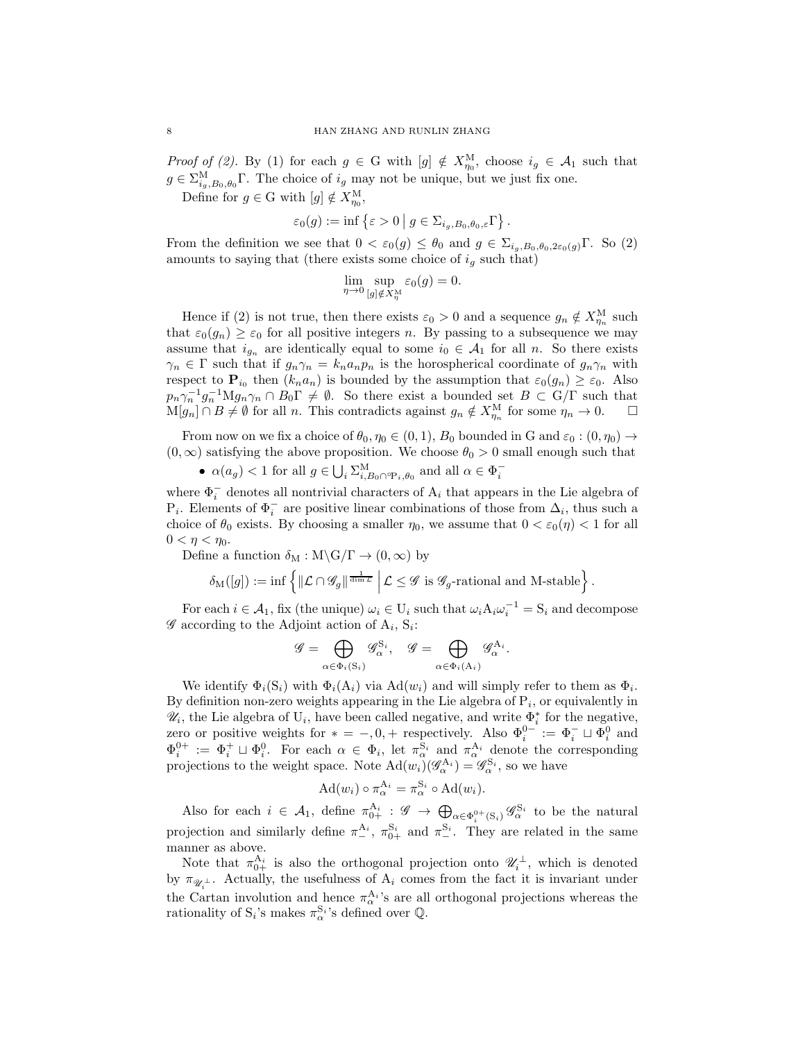*Proof of (2).* By (1) for each $g \in \mathrm{G}$ with $[g] \notin X^{\mathrm{M}}_{\eta_0}$, choose $i_g \in \mathcal{A}_1$ such that $g \in \Sigma^{\mathrm{M}}_{i_g,B_0,\theta_0}\Gamma$. The choice of $i_g$ may not be unique, but we just fix one.

Define for $g \in \mathrm{G}$ with $[g] \notin X^{\mathrm{M}}_{\eta_0}$,

$$\varepsilon_0(g) := \inf\left\{\varepsilon > 0 \,\middle|\, g \in \Sigma_{i_g,B_0,\theta_0,\varepsilon}\Gamma\right\}.$$

From the definition we see that $0 < \varepsilon_0(g) \le \theta_0$ and $g \in \Sigma_{i_g,B_0,\theta_0,2\varepsilon_0(g)}\Gamma$. So (2) amounts to saying that (there exists some choice of $i_g$ such that)

$$\lim_{\eta\to 0} \sup_{[g]\notin X^{\mathrm{M}}_{\eta}} \varepsilon_0(g) = 0.$$

Hence if (2) is not true, then there exists $\varepsilon_0 > 0$ and a sequence $g_n \notin X^{\mathrm{M}}_{\eta_n}$ such that $\varepsilon_0(g_n) \ge \varepsilon_0$ for all positive integers $n$. By passing to a subsequence we may assume that $i_{g_n}$ are identically equal to some $i_0 \in \mathcal{A}_1$ for all $n$. So there exists $\gamma_n \in \Gamma$ such that if $g_n\gamma_n = k_n a_n p_n$ is the horospherical coordinate of $g_n\gamma_n$ with respect to $\mathbf{P}_{i_0}$ then $(k_n a_n)$ is bounded by the assumption that $\varepsilon_0(g_n) \ge \varepsilon_0$. Also $p_n\gamma_n^{-1}g_n^{-1}\mathrm{M}g_n\gamma_n \cap B_0\Gamma \neq \emptyset$. So there exist a bounded set $B \subset \mathrm{G}/\Gamma$ such that $\mathrm{M}[g_n] \cap B \neq \emptyset$ for all $n$. This contradicts against $g_n \notin X^{\mathrm{M}}_{\eta_n}$ for some $\eta_n \to 0$. $\square$

From now on we fix a choice of $\theta_0, \eta_0 \in (0,1)$, $B_0$ bounded in G and $\varepsilon_0 : (0,\eta_0) \to (0,\infty)$ satisfying the above proposition. We choose $\theta_0 > 0$ small enough such that

- $\alpha(a_g) < 1$ for all $g \in \bigcup_i \Sigma^{\mathrm{M}}_{i,B_0\cap{}^{\circ}\mathrm{P}_i,\theta_0}$ and all $\alpha \in \Phi_i^-$

where $\Phi_i^-$ denotes all nontrivial characters of $\mathrm{A}_i$ that appears in the Lie algebra of $\mathrm{P}_i$. Elements of $\Phi_i^-$ are positive linear combinations of those from $\Delta_i$, thus such a choice of $\theta_0$ exists. By choosing a smaller $\eta_0$, we assume that $0 < \varepsilon_0(\eta) < 1$ for all $0 < \eta < \eta_0$.

Define a function $\delta_{\mathrm{M}} : \mathrm{M}\backslash\mathrm{G}/\Gamma \to (0,\infty)$ by

$$\delta_{\mathrm{M}}([g]) := \inf\left\{\|\mathcal{L}\cap\mathscr{G}_g\|^{\frac{1}{\dim\mathcal{L}}} \,\middle|\, \mathcal{L} \le \mathscr{G} \text{ is } \mathscr{G}_g\text{-rational and M-stable}\right\}.$$

For each $i \in \mathcal{A}_1$, fix (the unique) $\omega_i \in \mathrm{U}_i$ such that $\omega_i\mathrm{A}_i\omega_i^{-1} = \mathrm{S}_i$ and decompose $\mathscr{G}$ according to the Adjoint action of $\mathrm{A}_i$, $\mathrm{S}_i$:

$$\mathscr{G} = \bigoplus_{\alpha\in\Phi_i(\mathrm{S}_i)} \mathscr{G}^{\mathrm{S}_i}_\alpha, \quad \mathscr{G} = \bigoplus_{\alpha\in\Phi_i(\mathrm{A}_i)} \mathscr{G}^{\mathrm{A}_i}_\alpha.$$

We identify $\Phi_i(\mathrm{S}_i)$ with $\Phi_i(\mathrm{A}_i)$ via $\mathrm{Ad}(w_i)$ and will simply refer to them as $\Phi_i$. By definition non-zero weights appearing in the Lie algebra of $\mathrm{P}_i$, or equivalently in $\mathscr{U}_i$, the Lie algebra of $\mathrm{U}_i$, have been called negative, and write $\Phi_i^*$ for the negative, zero or positive weights for $* = -, 0, +$ respectively. Also $\Phi_i^{0-} := \Phi_i^- \sqcup \Phi_i^0$ and $\Phi_i^{0+} := \Phi_i^+ \sqcup \Phi_i^0$. For each $\alpha \in \Phi_i$, let $\pi^{\mathrm{S}_i}_\alpha$ and $\pi^{\mathrm{A}_i}_\alpha$ denote the corresponding projections to the weight space. Note $\mathrm{Ad}(w_i)(\mathscr{G}^{\mathrm{A}_i}_\alpha) = \mathscr{G}^{\mathrm{S}_i}_\alpha$, so we have

$$\mathrm{Ad}(w_i)\circ\pi^{\mathrm{A}_i}_\alpha = \pi^{\mathrm{S}_i}_\alpha\circ\mathrm{Ad}(w_i).$$

Also for each $i \in \mathcal{A}_1$, define $\pi^{\mathrm{A}_i}_{0+} : \mathscr{G} \to \bigoplus_{\alpha\in\Phi_i^{0+}(\mathrm{S}_i)} \mathscr{G}^{\mathrm{S}_i}_\alpha$ to be the natural projection and similarly define $\pi^{\mathrm{A}_i}_-$, $\pi^{\mathrm{S}_i}_{0+}$ and $\pi^{\mathrm{S}_i}_-$. They are related in the same manner as above.

Note that $\pi^{\mathrm{A}_i}_{0+}$ is also the orthogonal projection onto $\mathscr{U}_i^{\perp}$, which is denoted by $\pi_{\mathscr{U}_i^{\perp}}$. Actually, the usefulness of $\mathrm{A}_i$ comes from the fact it is invariant under the Cartan involution and hence $\pi^{\mathrm{A}_i}_\alpha$'s are all orthogonal projections whereas the rationality of $\mathrm{S}_i$'s makes $\pi^{\mathrm{S}_i}_\alpha$'s defined over $\mathbb{Q}$.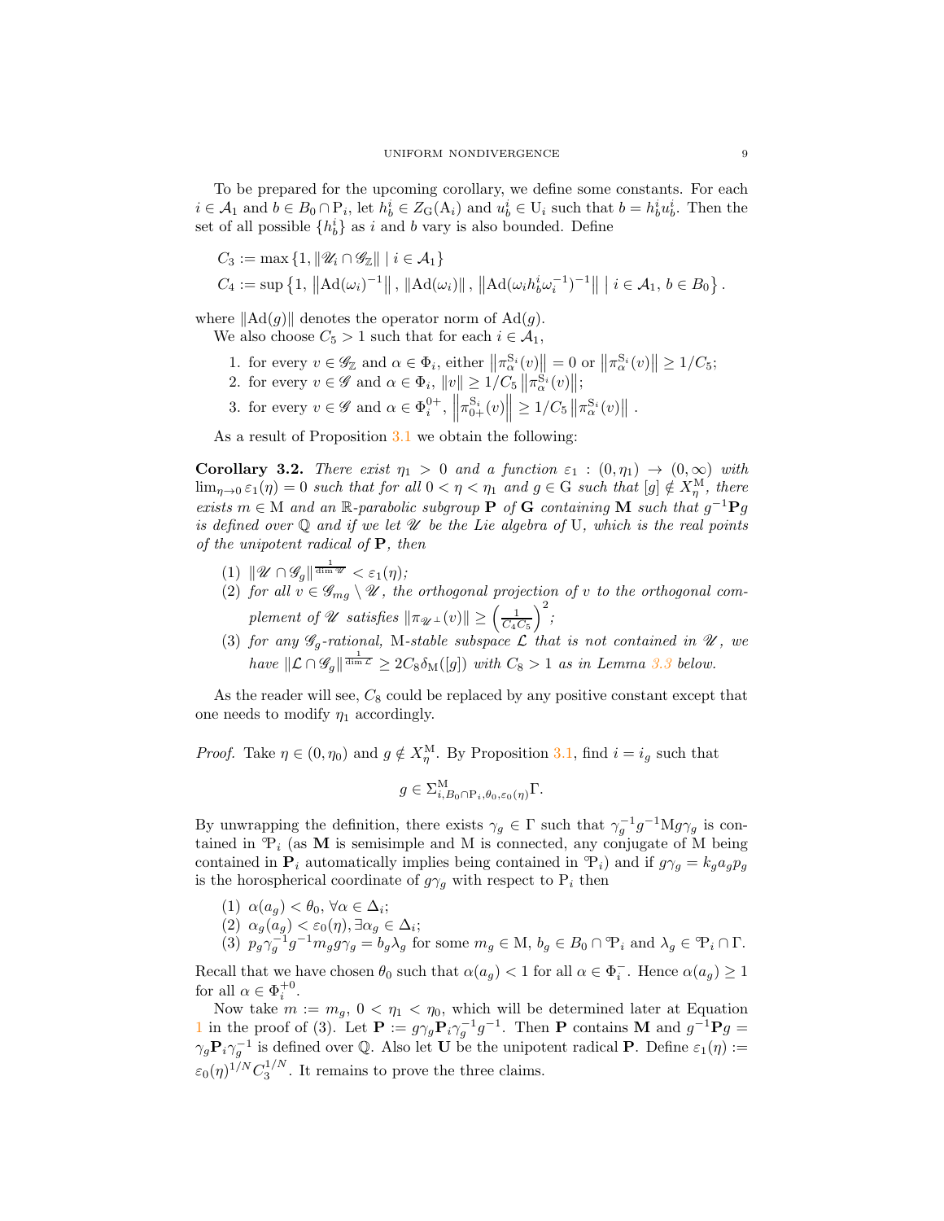To be prepared for the upcoming corollary, we define some constants. For each $i \in \mathcal{A}_1$ and $b \in B_0 \cap \mathrm{P}_i$, let $h_b^i \in Z_{\mathrm{G}}(\mathrm{A}_i)$ and $u_b^i \in \mathrm{U}_i$ such that $b = h_b^i u_b^i$. Then the set of all possible $\{h_b^i\}$ as $i$ and $b$ vary is also bounded. Define

$$C_3 := \max\{1, \|\mathscr{U}_i \cap \mathscr{G}_{\mathbb{Z}}\| \mid i \in \mathcal{A}_1\}$$
$$C_4 := \sup\left\{1, \left\|\mathrm{Ad}(\omega_i)^{-1}\right\|, \left\|\mathrm{Ad}(\omega_i)\right\|, \left\|\mathrm{Ad}(\omega_i h_b^i \omega_i^{-1})^{-1}\right\| \;\middle|\; i \in \mathcal{A}_1,\, b \in B_0\right\}.$$

where $\|\mathrm{Ad}(g)\|$ denotes the operator norm of $\mathrm{Ad}(g)$.

We also choose $C_5 > 1$ such that for each $i \in \mathcal{A}_1$,

1. for every $v \in \mathscr{G}_{\mathbb{Z}}$ and $\alpha \in \Phi_i$, either $\left\|\pi_\alpha^{\mathrm{S}_i}(v)\right\| = 0$ or $\left\|\pi_\alpha^{\mathrm{S}_i}(v)\right\| \geq 1/C_5$;
2. for every $v \in \mathscr{G}$ and $\alpha \in \Phi_i$, $\|v\| \geq 1/C_5 \left\|\pi_\alpha^{\mathrm{S}_i}(v)\right\|$;
3. for every $v \in \mathscr{G}$ and $\alpha \in \Phi_i^{0+}$, $\left\|\pi_{0+}^{\mathrm{S}_i}(v)\right\| \geq 1/C_5 \left\|\pi_\alpha^{\mathrm{S}_i}(v)\right\|$.

As a result of Proposition 3.1 we obtain the following:

**Corollary 3.2.** *There exist $\eta_1 > 0$ and a function $\varepsilon_1 : (0, \eta_1) \to (0, \infty)$ with $\lim_{\eta \to 0} \varepsilon_1(\eta) = 0$ such that for all $0 < \eta < \eta_1$ and $g \in \mathrm{G}$ such that $[g] \notin X_\eta^{\mathrm{M}}$, there exists $m \in \mathrm{M}$ and an $\mathbb{R}$-parabolic subgroup $\mathbf{P}$ of $\mathbf{G}$ containing $\mathbf{M}$ such that $g^{-1}\mathbf{P}g$ is defined over $\mathbb{Q}$ and if we let $\mathscr{U}$ be the Lie algebra of $\mathrm{U}$, which is the real points of the unipotent radical of $\mathbf{P}$, then*

(1) *$\|\mathscr{U} \cap \mathscr{G}_g\|^{\frac{1}{\dim \mathscr{U}}} < \varepsilon_1(\eta)$;*
(2) *for all $v \in \mathscr{G}_{mg} \setminus \mathscr{U}$, the orthogonal projection of $v$ to the orthogonal complement of $\mathscr{U}$ satisfies $\|\pi_{\mathscr{U}^\perp}(v)\| \geq \left(\frac{1}{C_4 C_5}\right)^2$;*
(3) *for any $\mathscr{G}_g$-rational, $\mathrm{M}$-stable subspace $\mathcal{L}$ that is not contained in $\mathscr{U}$, we have $\|\mathcal{L} \cap \mathscr{G}_g\|^{\frac{1}{\dim \mathcal{L}}} \geq 2C_8 \delta_{\mathrm{M}}([g])$ with $C_8 > 1$ as in Lemma 3.3 below.*

As the reader will see, $C_8$ could be replaced by any positive constant except that one needs to modify $\eta_1$ accordingly.

*Proof.* Take $\eta \in (0, \eta_0)$ and $g \notin X_\eta^{\mathrm{M}}$. By Proposition 3.1, find $i = i_g$ such that

$$g \in \Sigma^{\mathrm{M}}_{i, B_0 \cap \mathrm{P}_i, \theta_0, \varepsilon_0(\eta)} \Gamma.$$

By unwrapping the definition, there exists $\gamma_g \in \Gamma$ such that $\gamma_g^{-1} g^{-1} \mathrm{M} g \gamma_g$ is contained in $\mathcal{P}_i$ (as $\mathbf{M}$ is semisimple and $\mathrm{M}$ is connected, any conjugate of $\mathrm{M}$ being contained in $\mathbf{P}_i$ automatically implies being contained in $\mathcal{P}_i$) and if $g\gamma_g = k_g a_g p_g$ is the horospherical coordinate of $g\gamma_g$ with respect to $\mathrm{P}_i$ then

(1) $\alpha(a_g) < \theta_0$, $\forall \alpha \in \Delta_i$;
(2) $\alpha_g(a_g) < \varepsilon_0(\eta), \exists \alpha_g \in \Delta_i$;
(3) $p_g \gamma_g^{-1} g^{-1} m_g g \gamma_g = b_g \lambda_g$ for some $m_g \in \mathrm{M}$, $b_g \in B_0 \cap \mathcal{P}_i$ and $\lambda_g \in \mathcal{P}_i \cap \Gamma$.

Recall that we have chosen $\theta_0$ such that $\alpha(a_g) < 1$ for all $\alpha \in \Phi_i^-$. Hence $\alpha(a_g) \geq 1$ for all $\alpha \in \Phi_i^{+0}$.

Now take $m := m_g$, $0 < \eta_1 < \eta_0$, which will be determined later at Equation 1 in the proof of (3). Let $\mathbf{P} := g\gamma_g \mathbf{P}_i \gamma_g^{-1} g^{-1}$. Then $\mathbf{P}$ contains $\mathbf{M}$ and $g^{-1}\mathbf{P}g = \gamma_g \mathbf{P}_i \gamma_g^{-1}$ is defined over $\mathbb{Q}$. Also let $\mathbf{U}$ be the unipotent radical $\mathbf{P}$. Define $\varepsilon_1(\eta) := \varepsilon_0(\eta)^{1/N} C_3^{1/N}$. It remains to prove the three claims.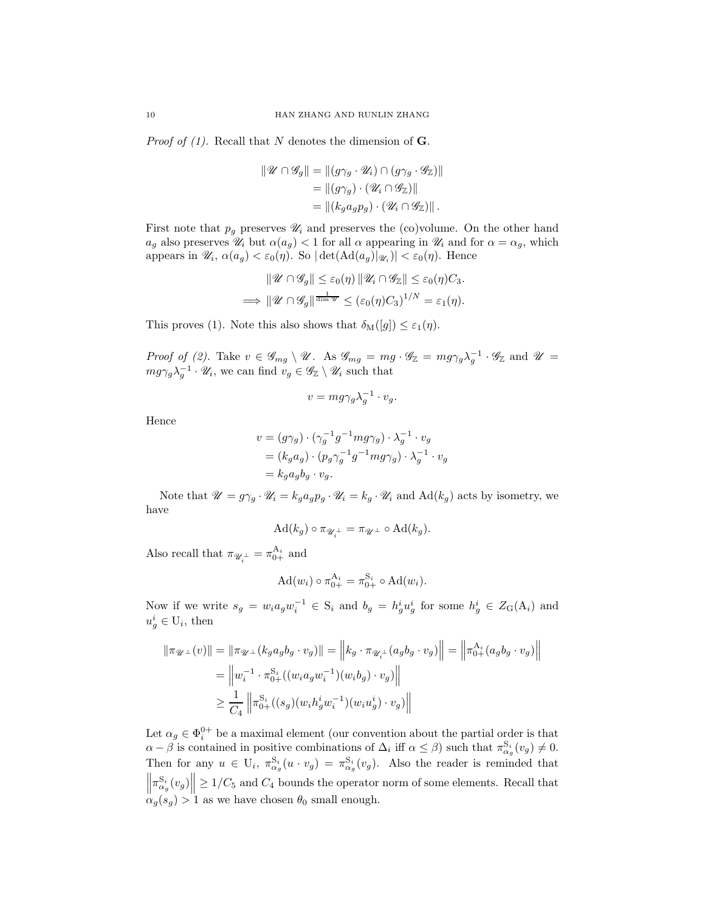*Proof of (1).* Recall that $N$ denotes the dimension of $\mathbf{G}$.

$$
\begin{aligned}
\|\mathscr{U} \cap \mathscr{G}_g\| &= \|(g\gamma_g \cdot \mathscr{U}_i) \cap (g\gamma_g \cdot \mathscr{G}_{\mathbb{Z}})\| \\
&= \|(g\gamma_g) \cdot (\mathscr{U}_i \cap \mathscr{G}_{\mathbb{Z}})\| \\
&= \|(k_g a_g p_g) \cdot (\mathscr{U}_i \cap \mathscr{G}_{\mathbb{Z}})\| .
\end{aligned}
$$

First note that $p_g$ preserves $\mathscr{U}_i$ and preserves the (co)volume. On the other hand $a_g$ also preserves $\mathscr{U}_i$ but $\alpha(a_g) < 1$ for all $\alpha$ appearing in $\mathscr{U}_i$ and for $\alpha = \alpha_g$, which appears in $\mathscr{U}_i$, $\alpha(a_g) < \varepsilon_0(\eta)$. So $|\det(\mathrm{Ad}(a_g)|_{\mathscr{U}_i})| < \varepsilon_0(\eta)$. Hence

$$
\begin{aligned}
&\|\mathscr{U} \cap \mathscr{G}_g\| \leq \varepsilon_0(\eta) \|\mathscr{U}_i \cap \mathscr{G}_{\mathbb{Z}}\| \leq \varepsilon_0(\eta) C_3. \\
\implies &\|\mathscr{U} \cap \mathscr{G}_g\|^{\frac{1}{\dim \mathscr{U}}} \leq (\varepsilon_0(\eta) C_3)^{1/N} = \varepsilon_1(\eta).
\end{aligned}
$$

This proves (1). Note this also shows that $\delta_{\mathrm{M}}([g]) \leq \varepsilon_1(\eta)$.

*Proof of (2).* Take $v \in \mathscr{G}_{mg} \setminus \mathscr{U}$. As $\mathscr{G}_{mg} = mg \cdot \mathscr{G}_{\mathbb{Z}} = mg\gamma_g\lambda_g^{-1} \cdot \mathscr{G}_{\mathbb{Z}}$ and $\mathscr{U} = mg\gamma_g\lambda_g^{-1} \cdot \mathscr{U}_i$, we can find $v_g \in \mathscr{G}_{\mathbb{Z}} \setminus \mathscr{U}_i$ such that

$$
v = mg\gamma_g\lambda_g^{-1} \cdot v_g.
$$

Hence

$$
\begin{aligned}
v &= (g\gamma_g) \cdot (\gamma_g^{-1} g^{-1} mg\gamma_g) \cdot \lambda_g^{-1} \cdot v_g \\
&= (k_g a_g) \cdot (p_g \gamma_g^{-1} g^{-1} mg\gamma_g) \cdot \lambda_g^{-1} \cdot v_g \\
&= k_g a_g b_g \cdot v_g.
\end{aligned}
$$

Note that $\mathscr{U} = g\gamma_g \cdot \mathscr{U}_i = k_g a_g p_g \cdot \mathscr{U}_i = k_g \cdot \mathscr{U}_i$ and $\mathrm{Ad}(k_g)$ acts by isometry, we have

$$
\mathrm{Ad}(k_g) \circ \pi_{\mathscr{U}_i^{\perp}} = \pi_{\mathscr{U}^{\perp}} \circ \mathrm{Ad}(k_g).
$$

Also recall that $\pi_{\mathscr{U}_i^{\perp}} = \pi_{0+}^{\mathrm{A}_i}$ and

$$
\mathrm{Ad}(w_i) \circ \pi_{0+}^{\mathrm{A}_i} = \pi_{0+}^{\mathrm{S}_i} \circ \mathrm{Ad}(w_i).
$$

Now if we write $s_g = w_i a_g w_i^{-1} \in \mathrm{S}_i$ and $b_g = h_g^i u_g^i$ for some $h_g^i \in Z_{\mathrm{G}}(\mathrm{A}_i)$ and $u_g^i \in \mathrm{U}_i$, then

$$
\begin{aligned}
\|\pi_{\mathscr{U}^{\perp}}(v)\| &= \|\pi_{\mathscr{U}^{\perp}}(k_g a_g b_g \cdot v_g)\| = \left\|k_g \cdot \pi_{\mathscr{U}_i^{\perp}}(a_g b_g \cdot v_g)\right\| = \left\|\pi_{0+}^{\mathrm{A}_i}(a_g b_g \cdot v_g)\right\| \\
&= \left\|w_i^{-1} \cdot \pi_{0+}^{\mathrm{S}_i}((w_i a_g w_i^{-1})(w_i b_g) \cdot v_g)\right\| \\
&\geq \frac{1}{C_4} \left\|\pi_{0+}^{\mathrm{S}_i}((s_g)(w_i h_g^i w_i^{-1})(w_i u_g^i) \cdot v_g)\right\|
\end{aligned}
$$

Let $\alpha_g \in \Phi_i^{0+}$ be a maximal element (our convention about the partial order is that $\alpha - \beta$ is contained in positive combinations of $\Delta_i$ iff $\alpha \leq \beta$) such that $\pi_{\alpha_g}^{\mathrm{S}_i}(v_g) \neq 0$. Then for any $u \in \mathrm{U}_i$, $\pi_{\alpha_g}^{\mathrm{S}_i}(u \cdot v_g) = \pi_{\alpha_g}^{\mathrm{S}_i}(v_g)$. Also the reader is reminded that $\left\|\pi_{\alpha_g}^{\mathrm{S}_i}(v_g)\right\| \geq 1/C_5$ and $C_4$ bounds the operator norm of some elements. Recall that $\alpha_g(s_g) > 1$ as we have chosen $\theta_0$ small enough.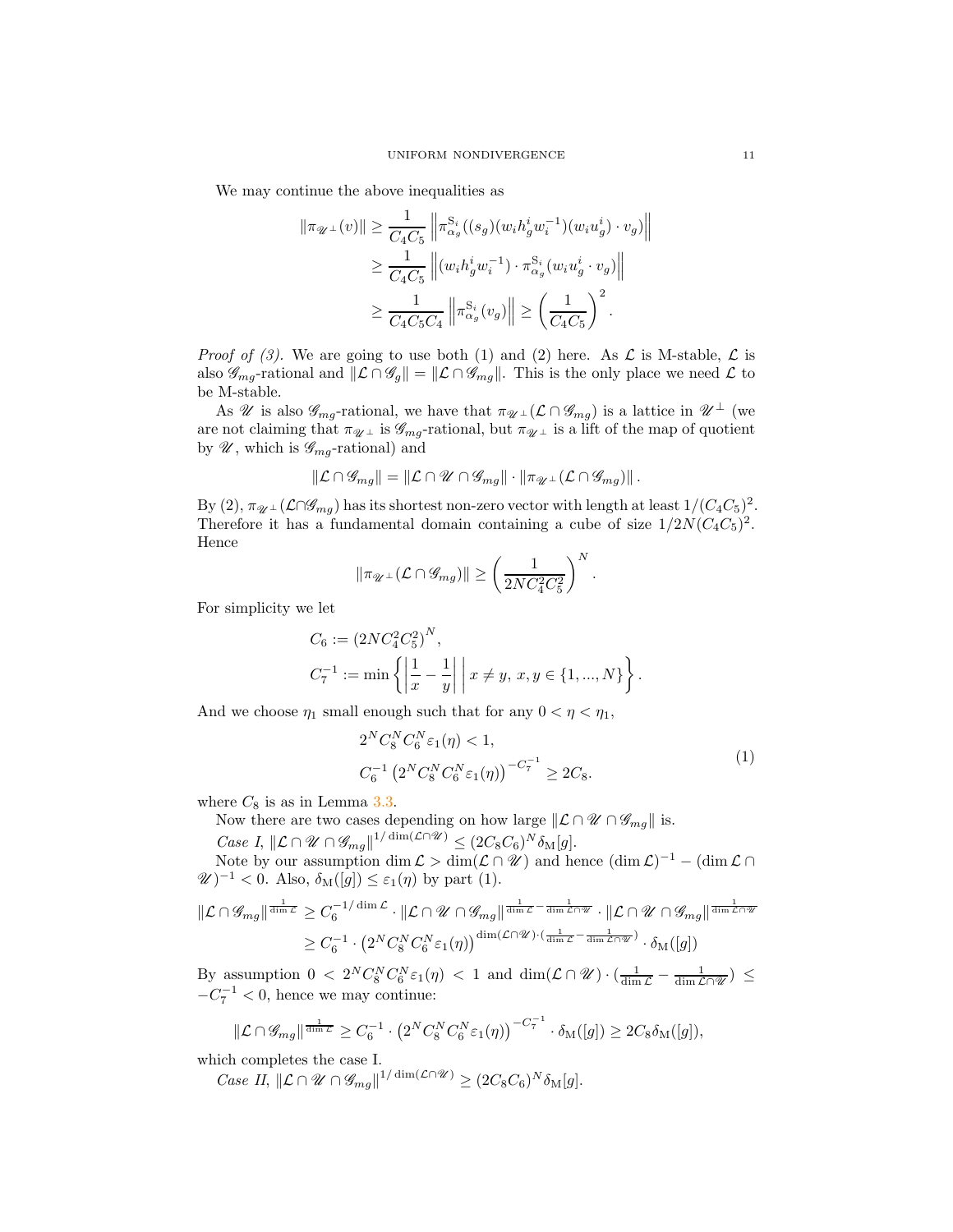We may continue the above inequalities as

$$
\begin{aligned}
\|\pi_{\mathscr{U}^\perp}(v)\| &\geq \frac{1}{C_4 C_5} \left\| \pi^{\mathrm{S}_i}_{\alpha_g}((s_g)(w_i h^i_g w_i^{-1})(w_i u^i_g) \cdot v_g) \right\| \\
&\geq \frac{1}{C_4 C_5} \left\| (w_i h^i_g w_i^{-1}) \cdot \pi^{\mathrm{S}_i}_{\alpha_g}(w_i u^i_g \cdot v_g) \right\| \\
&\geq \frac{1}{C_4 C_5 C_4} \left\| \pi^{\mathrm{S}_i}_{\alpha_g}(v_g) \right\| \geq \left( \frac{1}{C_4 C_5} \right)^2.
\end{aligned}
$$

*Proof of (3).* We are going to use both (1) and (2) here. As $\mathcal{L}$ is M-stable, $\mathcal{L}$ is also $\mathscr{G}_{mg}$-rational and $\|\mathcal{L} \cap \mathscr{G}_g\| = \|\mathcal{L} \cap \mathscr{G}_{mg}\|$. This is the only place we need $\mathcal{L}$ to be M-stable.

As $\mathscr{U}$ is also $\mathscr{G}_{mg}$-rational, we have that $\pi_{\mathscr{U}^\perp}(\mathcal{L} \cap \mathscr{G}_{mg})$ is a lattice in $\mathscr{U}^\perp$ (we are not claiming that $\pi_{\mathscr{U}^\perp}$ is $\mathscr{G}_{mg}$-rational, but $\pi_{\mathscr{U}^\perp}$ is a lift of the map of quotient by $\mathscr{U}$, which is $\mathscr{G}_{mg}$-rational) and

$$
\|\mathcal{L} \cap \mathscr{G}_{mg}\| = \|\mathcal{L} \cap \mathscr{U} \cap \mathscr{G}_{mg}\| \cdot \|\pi_{\mathscr{U}^\perp}(\mathcal{L} \cap \mathscr{G}_{mg})\|.
$$

By (2), $\pi_{\mathscr{U}^\perp}(\mathcal{L} \cap \mathscr{G}_{mg})$ has its shortest non-zero vector with length at least $1/(C_4 C_5)^2$. Therefore it has a fundamental domain containing a cube of size $1/2N(C_4 C_5)^2$. Hence

$$
\|\pi_{\mathscr{U}^\perp}(\mathcal{L} \cap \mathscr{G}_{mg})\| \geq \left( \frac{1}{2N C_4^2 C_5^2} \right)^N.
$$

For simplicity we let

$$
\begin{aligned}
C_6 &:= \left(2N C_4^2 C_5^2\right)^N, \\
C_7^{-1} &:= \min \left\{ \left| \frac{1}{x} - \frac{1}{y} \right| \,\middle|\, x \neq y,\, x, y \in \{1, ..., N\} \right\}.
\end{aligned}
$$

And we choose $\eta_1$ small enough such that for any $0 < \eta < \eta_1$,

$$
\begin{aligned}
&2^N C_8^N C_6^N \varepsilon_1(\eta) < 1, \\
&C_6^{-1} \left( 2^N C_8^N C_6^N \varepsilon_1(\eta) \right)^{-C_7^{-1}} \geq 2 C_8.
\end{aligned}
\tag{1}
$$

where $C_8$ is as in Lemma 3.3.

Now there are two cases depending on how large $\|\mathcal{L} \cap \mathscr{U} \cap \mathscr{G}_{mg}\|$ is.

*Case I,* $\|\mathcal{L} \cap \mathscr{U} \cap \mathscr{G}_{mg}\|^{1/\dim(\mathcal{L} \cap \mathscr{U})} \leq (2 C_8 C_6)^N \delta_{\mathrm{M}}[g]$.

Note by our assumption $\dim \mathcal{L} > \dim(\mathcal{L} \cap \mathscr{U})$ and hence $(\dim \mathcal{L})^{-1} - (\dim \mathcal{L} \cap \mathscr{U})^{-1} < 0$. Also, $\delta_{\mathrm{M}}([g]) \leq \varepsilon_1(\eta)$ by part (1).

$$
\begin{aligned}
\|\mathcal{L} \cap \mathscr{G}_{mg}\|^{\frac{1}{\dim \mathcal{L}}} &\geq C_6^{-1/\dim \mathcal{L}} \cdot \|\mathcal{L} \cap \mathscr{U} \cap \mathscr{G}_{mg}\|^{\frac{1}{\dim \mathcal{L}} - \frac{1}{\dim \mathcal{L} \cap \mathscr{U}}} \cdot \|\mathcal{L} \cap \mathscr{U} \cap \mathscr{G}_{mg}\|^{\frac{1}{\dim \mathcal{L} \cap \mathscr{U}}} \\
&\geq C_6^{-1} \cdot \left( 2^N C_8^N C_6^N \varepsilon_1(\eta) \right)^{\dim(\mathcal{L} \cap \mathscr{U}) \cdot \left( \frac{1}{\dim \mathcal{L}} - \frac{1}{\dim \mathcal{L} \cap \mathscr{U}} \right)} \cdot \delta_{\mathrm{M}}([g])
\end{aligned}
$$

By assumption $0 < 2^N C_8^N C_6^N \varepsilon_1(\eta) < 1$ and $\dim(\mathcal{L} \cap \mathscr{U}) \cdot (\frac{1}{\dim \mathcal{L}} - \frac{1}{\dim \mathcal{L} \cap \mathscr{U}}) \leq -C_7^{-1} < 0$, hence we may continue:

$$
\|\mathcal{L} \cap \mathscr{G}_{mg}\|^{\frac{1}{\dim \mathcal{L}}} \geq C_6^{-1} \cdot \left( 2^N C_8^N C_6^N \varepsilon_1(\eta) \right)^{-C_7^{-1}} \cdot \delta_{\mathrm{M}}([g]) \geq 2 C_8 \delta_{\mathrm{M}}([g]),
$$

which completes the case I.

*Case II,* $\|\mathcal{L} \cap \mathscr{U} \cap \mathscr{G}_{mg}\|^{1/\dim(\mathcal{L} \cap \mathscr{U})} \geq (2 C_8 C_6)^N \delta_{\mathrm{M}}[g]$.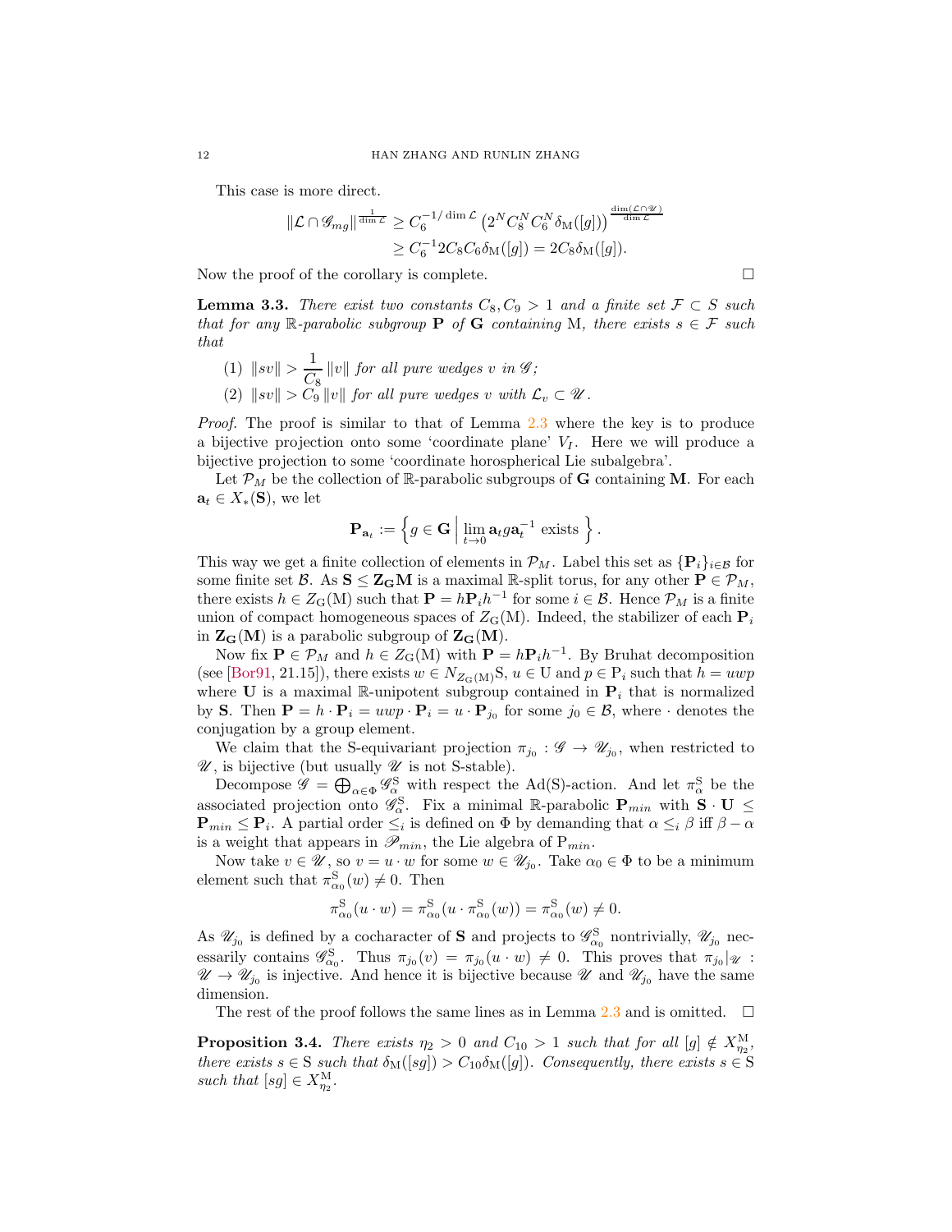This case is more direct.

$$
\begin{aligned}
\|\mathcal{L} \cap \mathscr{G}_{mg}\|^{\frac{1}{\dim \mathcal{L}}} &\geq C_6^{-1/\dim \mathcal{L}} \left(2^N C_8^N C_6^N \delta_{\mathrm{M}}([g])\right)^{\frac{\dim(\mathcal{L}\cap\mathscr{U})}{\dim \mathcal{L}}} \\
&\geq C_6^{-1} 2C_8 C_6 \delta_{\mathrm{M}}([g]) = 2C_8 \delta_{\mathrm{M}}([g]).
\end{aligned}
$$

Now the proof of the corollary is complete. □

**Lemma 3.3.** *There exist two constants $C_8, C_9 > 1$ and a finite set $\mathcal{F} \subset S$ such that for any $\mathbb{R}$-parabolic subgroup $\mathbf{P}$ of $\mathbf{G}$ containing $\mathrm{M}$, there exists $s \in \mathcal{F}$ such that*

1. $\|sv\| > \dfrac{1}{C_8}\|v\|$ *for all pure wedges $v$ in $\mathscr{G}$;*
2. $\|sv\| > C_9\|v\|$ *for all pure wedges $v$ with $\mathcal{L}_v \subset \mathscr{U}$.*

*Proof.* The proof is similar to that of Lemma 2.3 where the key is to produce a bijective projection onto some 'coordinate plane' $V_I$. Here we will produce a bijective projection to some 'coordinate horospherical Lie subalgebra'.

Let $\mathcal{P}_M$ be the collection of $\mathbb{R}$-parabolic subgroups of $\mathbf{G}$ containing $\mathbf{M}$. For each $\mathbf{a}_t \in X_*(\mathbf{S})$, we let

$$
\mathbf{P}_{\mathbf{a}_t} := \left\{ g \in \mathbf{G} \,\middle|\, \lim_{t\to 0} \mathbf{a}_t g \mathbf{a}_t^{-1} \text{ exists} \right\}.
$$

This way we get a finite collection of elements in $\mathcal{P}_M$. Label this set as $\{\mathbf{P}_i\}_{i\in\mathcal{B}}$ for some finite set $\mathcal{B}$. As $\mathbf{S} \leq \mathbf{Z_G M}$ is a maximal $\mathbb{R}$-split torus, for any other $\mathbf{P} \in \mathcal{P}_M$, there exists $h \in Z_{\mathrm{G}}(\mathrm{M})$ such that $\mathbf{P} = h\mathbf{P}_i h^{-1}$ for some $i \in \mathcal{B}$. Hence $\mathcal{P}_M$ is a finite union of compact homogeneous spaces of $Z_{\mathrm{G}}(\mathrm{M})$. Indeed, the stabilizer of each $\mathbf{P}_i$ in $\mathbf{Z_G(M)}$ is a parabolic subgroup of $\mathbf{Z_G(M)}$.

Now fix $\mathbf{P} \in \mathcal{P}_M$ and $h \in Z_{\mathrm{G}}(\mathrm{M})$ with $\mathbf{P} = h\mathbf{P}_i h^{-1}$. By Bruhat decomposition (see [Bor91, 21.15]), there exists $w \in N_{Z_{\mathrm{G}}(\mathrm{M})}\mathrm{S}$, $u \in \mathrm{U}$ and $p \in \mathrm{P}_i$ such that $h = uwp$ where $\mathbf{U}$ is a maximal $\mathbb{R}$-unipotent subgroup contained in $\mathbf{P}_i$ that is normalized by $\mathbf{S}$. Then $\mathbf{P} = h \cdot \mathbf{P}_i = uwp \cdot \mathbf{P}_i = u \cdot \mathbf{P}_{j_0}$ for some $j_0 \in \mathcal{B}$, where $\cdot$ denotes the conjugation by a group element.

We claim that the S-equivariant projection $\pi_{j_0} : \mathscr{G} \to \mathscr{U}_{j_0}$, when restricted to $\mathscr{U}$, is bijective (but usually $\mathscr{U}$ is not S-stable).

Decompose $\mathscr{G} = \bigoplus_{\alpha\in\Phi} \mathscr{G}^{\mathrm{S}}_{\alpha}$ with respect the Ad(S)-action. And let $\pi^{\mathrm{S}}_{\alpha}$ be the associated projection onto $\mathscr{G}^{\mathrm{S}}_{\alpha}$. Fix a minimal $\mathbb{R}$-parabolic $\mathbf{P}_{min}$ with $\mathbf{S} \cdot \mathbf{U} \leq \mathbf{P}_{min} \leq \mathbf{P}_i$. A partial order $\leq_i$ is defined on $\Phi$ by demanding that $\alpha \leq_i \beta$ iff $\beta - \alpha$ is a weight that appears in $\mathscr{P}_{min}$, the Lie algebra of $\mathrm{P}_{min}$.

Now take $v \in \mathscr{U}$, so $v = u \cdot w$ for some $w \in \mathscr{U}_{j_0}$. Take $\alpha_0 \in \Phi$ to be a minimum element such that $\pi^{\mathrm{S}}_{\alpha_0}(w) \neq 0$. Then

$$
\pi^{\mathrm{S}}_{\alpha_0}(u \cdot w) = \pi^{\mathrm{S}}_{\alpha_0}(u \cdot \pi^{\mathrm{S}}_{\alpha_0}(w)) = \pi^{\mathrm{S}}_{\alpha_0}(w) \neq 0.
$$

As $\mathscr{U}_{j_0}$ is defined by a cocharacter of $\mathbf{S}$ and projects to $\mathscr{G}^{\mathrm{S}}_{\alpha_0}$ nontrivially, $\mathscr{U}_{j_0}$ necessarily contains $\mathscr{G}^{\mathrm{S}}_{\alpha_0}$. Thus $\pi_{j_0}(v) = \pi_{j_0}(u \cdot w) \neq 0$. This proves that $\pi_{j_0}|_{\mathscr{U}} : \mathscr{U} \to \mathscr{U}_{j_0}$ is injective. And hence it is bijective because $\mathscr{U}$ and $\mathscr{U}_{j_0}$ have the same dimension.

The rest of the proof follows the same lines as in Lemma 2.3 and is omitted. □

**Proposition 3.4.** *There exists $\eta_2 > 0$ and $C_{10} > 1$ such that for all $[g] \notin X^{\mathrm{M}}_{\eta_2}$, there exists $s \in \mathrm{S}$ such that $\delta_{\mathrm{M}}([sg]) > C_{10}\delta_{\mathrm{M}}([g])$. Consequently, there exists $s \in \mathrm{S}$ such that $[sg] \in X^{\mathrm{M}}_{\eta_2}$.*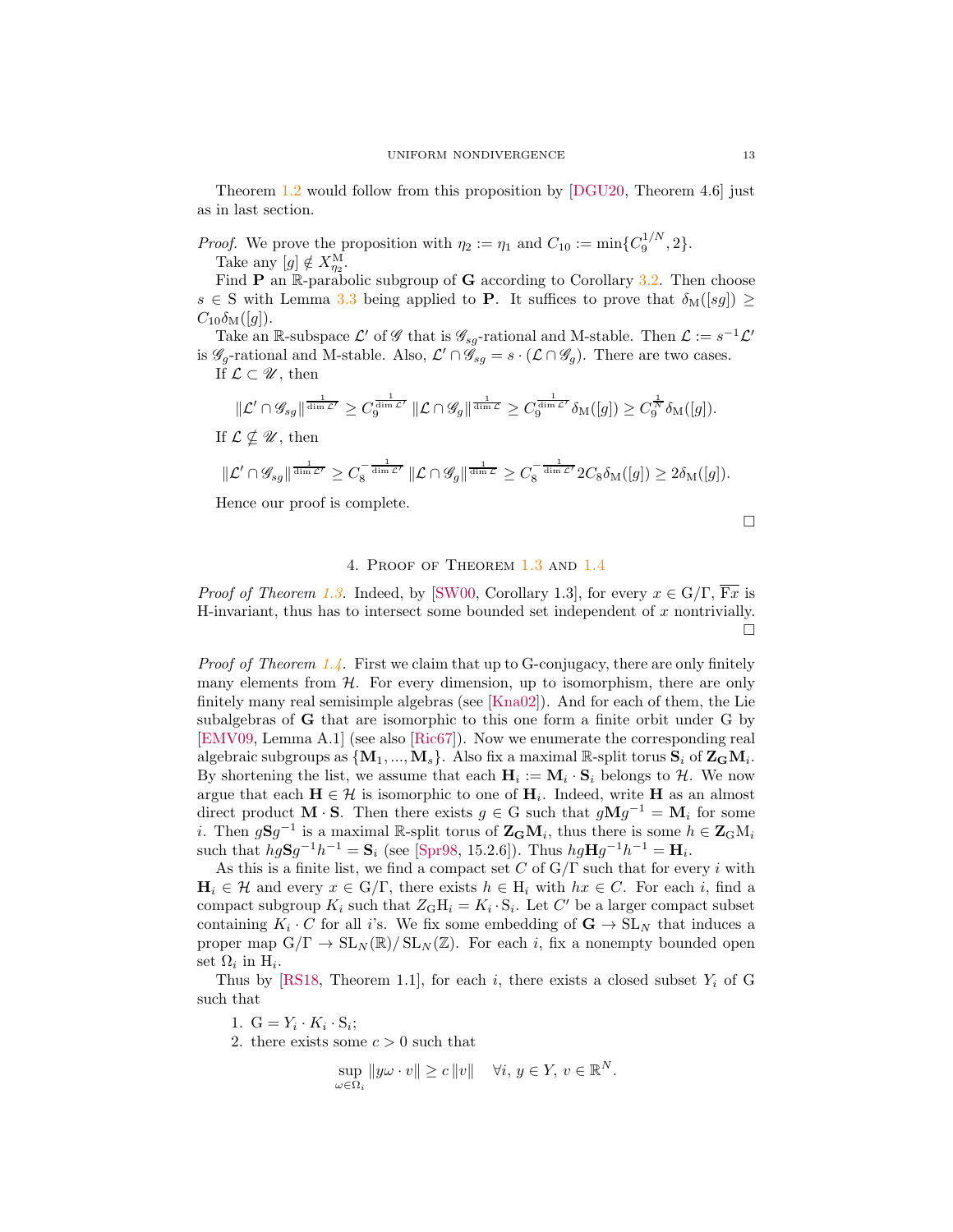Theorem 1.2 would follow from this proposition by [DGU20, Theorem 4.6] just as in last section.

*Proof.* We prove the proposition with $\eta_2 := \eta_1$ and $C_{10} := \min\{C_9^{1/N}, 2\}$.

Take any $[g] \notin X^{\mathrm{M}}_{\eta_2}$.

Find $\mathbf{P}$ an $\mathbb{R}$-parabolic subgroup of $\mathbf{G}$ according to Corollary 3.2. Then choose $s \in \mathrm{S}$ with Lemma 3.3 being applied to $\mathbf{P}$. It suffices to prove that $\delta_{\mathrm{M}}([sg]) \geq C_{10}\delta_{\mathrm{M}}([g])$.

Take an $\mathbb{R}$-subspace $\mathcal{L}'$ of $\mathscr{G}$ that is $\mathscr{G}_{sg}$-rational and M-stable. Then $\mathcal{L} := s^{-1}\mathcal{L}'$ is $\mathscr{G}_g$-rational and M-stable. Also, $\mathcal{L}' \cap \mathscr{G}_{sg} = s \cdot (\mathcal{L} \cap \mathscr{G}_g)$. There are two cases.

If $\mathcal{L} \subset \mathscr{U}$, then

$$\|\mathcal{L}' \cap \mathscr{G}_{sg}\|^{\frac{1}{\dim \mathcal{L}'}} \geq C_9^{\frac{1}{\dim \mathcal{L}'}} \|\mathcal{L} \cap \mathscr{G}_g\|^{\frac{1}{\dim \mathcal{L}}} \geq C_9^{\frac{1}{\dim \mathcal{L}'}} \delta_{\mathrm{M}}([g]) \geq C_9^{\frac{1}{N}} \delta_{\mathrm{M}}([g]).$$

If $\mathcal{L} \not\subset \mathscr{U}$, then

$$\|\mathcal{L}' \cap \mathscr{G}_{sg}\|^{\frac{1}{\dim \mathcal{L}'}} \geq C_8^{-\frac{1}{\dim \mathcal{L}'}} \|\mathcal{L} \cap \mathscr{G}_g\|^{\frac{1}{\dim \mathcal{L}}} \geq C_8^{-\frac{1}{\dim \mathcal{L}'}} 2C_8 \delta_{\mathrm{M}}([g]) \geq 2\delta_{\mathrm{M}}([g]).$$

Hence our proof is complete. □

## 4. Proof of Theorem 1.3 and 1.4

*Proof of Theorem 1.3.* Indeed, by [SW00, Corollary 1.3], for every $x \in \mathrm{G}/\Gamma$, $\overline{\mathrm{F}x}$ is H-invariant, thus has to intersect some bounded set independent of $x$ nontrivially. □

*Proof of Theorem 1.4.* First we claim that up to G-conjugacy, there are only finitely many elements from $\mathcal{H}$. For every dimension, up to isomorphism, there are only finitely many real semisimple algebras (see [Kna02]). And for each of them, the Lie subalgebras of $\mathbf{G}$ that are isomorphic to this one form a finite orbit under G by [EMV09, Lemma A.1] (see also [Ric67]). Now we enumerate the corresponding real algebraic subgroups as $\{\mathbf{M}_1, ..., \mathbf{M}_s\}$. Also fix a maximal $\mathbb{R}$-split torus $\mathbf{S}_i$ of $\mathbf{Z}_{\mathbf{G}}\mathbf{M}_i$. By shortening the list, we assume that each $\mathbf{H}_i := \mathbf{M}_i \cdot \mathbf{S}_i$ belongs to $\mathcal{H}$. We now argue that each $\mathbf{H} \in \mathcal{H}$ is isomorphic to one of $\mathbf{H}_i$. Indeed, write $\mathbf{H}$ as an almost direct product $\mathbf{M} \cdot \mathbf{S}$. Then there exists $g \in \mathrm{G}$ such that $g\mathbf{M}g^{-1} = \mathbf{M}_i$ for some $i$. Then $g\mathbf{S}g^{-1}$ is a maximal $\mathbb{R}$-split torus of $\mathbf{Z}_{\mathbf{G}}\mathbf{M}_i$, thus there is some $h \in \mathrm{Z}_{\mathrm{G}}\mathrm{M}_i$ such that $hg\mathbf{S}g^{-1}h^{-1} = \mathbf{S}_i$ (see [Spr98, 15.2.6]). Thus $hg\mathbf{H}g^{-1}h^{-1} = \mathbf{H}_i$.

As this is a finite list, we find a compact set $C$ of $\mathrm{G}/\Gamma$ such that for every $i$ with $\mathbf{H}_i \in \mathcal{H}$ and every $x \in \mathrm{G}/\Gamma$, there exists $h \in \mathrm{H}_i$ with $hx \in C$. For each $i$, find a compact subgroup $K_i$ such that $Z_{\mathrm{G}}\mathrm{H}_i = K_i \cdot \mathrm{S}_i$. Let $C'$ be a larger compact subset containing $K_i \cdot C$ for all $i$'s. We fix some embedding of $\mathbf{G} \to \mathrm{SL}_N$ that induces a proper map $\mathrm{G}/\Gamma \to \mathrm{SL}_N(\mathbb{R})/\mathrm{SL}_N(\mathbb{Z})$. For each $i$, fix a nonempty bounded open set $\Omega_i$ in $\mathrm{H}_i$.

Thus by [RS18, Theorem 1.1], for each $i$, there exists a closed subset $Y_i$ of G such that

1. $\mathrm{G} = Y_i \cdot K_i \cdot \mathrm{S}_i$;
2. there exists some $c > 0$ such that

$$\sup_{\omega \in \Omega_i} \|y\omega \cdot v\| \geq c\,\|v\| \quad \forall i,\, y \in Y,\, v \in \mathbb{R}^N.$$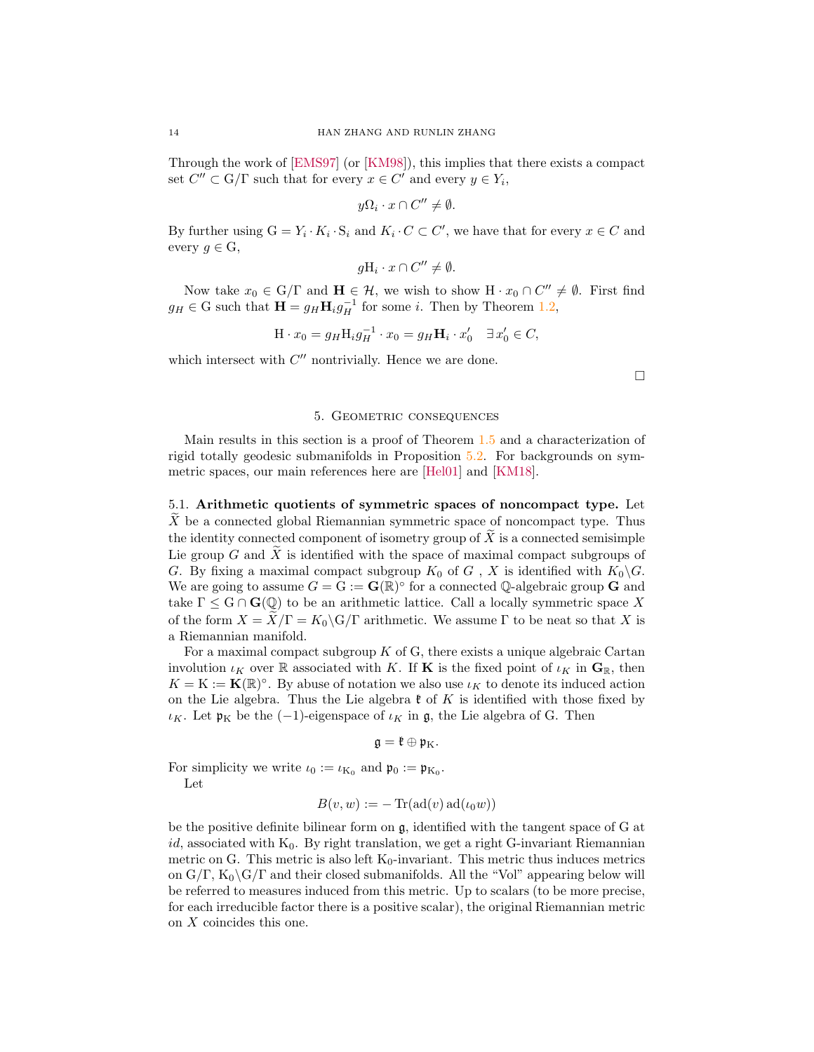Through the work of [EMS97] (or [KM98]), this implies that there exists a compact set $C'' \subset \mathrm{G}/\Gamma$ such that for every $x \in C'$ and every $y \in Y_i$,

$$y\Omega_i \cdot x \cap C'' \neq \emptyset.$$

By further using $\mathrm{G} = Y_i \cdot K_i \cdot \mathrm{S}_i$ and $K_i \cdot C \subset C'$, we have that for every $x \in C$ and every $g \in \mathrm{G}$,

$$g\mathrm{H}_i \cdot x \cap C'' \neq \emptyset.$$

Now take $x_0 \in \mathrm{G}/\Gamma$ and $\mathbf{H} \in \mathcal{H}$, we wish to show $\mathrm{H} \cdot x_0 \cap C'' \neq \emptyset$. First find $g_H \in \mathrm{G}$ such that $\mathbf{H} = g_H \mathbf{H}_i g_H^{-1}$ for some $i$. Then by Theorem 1.2,

$$\mathrm{H} \cdot x_0 = g_H \mathrm{H}_i g_H^{-1} \cdot x_0 = g_H \mathbf{H}_i \cdot x_0' \quad \exists x_0' \in C,$$

which intersect with $C''$ nontrivially. Hence we are done.

□

## 5. Geometric consequences

Main results in this section is a proof of Theorem 1.5 and a characterization of rigid totally geodesic submanifolds in Proposition 5.2. For backgrounds on symmetric spaces, our main references here are [Hel01] and [KM18].

### 5.1. Arithmetic quotients of symmetric spaces of noncompact type.

Let $\widetilde{X}$ be a connected global Riemannian symmetric space of noncompact type. Thus the identity connected component of isometry group of $\widetilde{X}$ is a connected semisimple Lie group $G$ and $\widetilde{X}$ is identified with the space of maximal compact subgroups of $G$. By fixing a maximal compact subgroup $K_0$ of $G$ , $X$ is identified with $K_0\backslash G$. We are going to assume $G = \mathrm{G} := \mathbf{G}(\mathbb{R})^{\circ}$ for a connected $\mathbb{Q}$-algebraic group $\mathbf{G}$ and take $\Gamma \leq \mathrm{G} \cap \mathbf{G}(\mathbb{Q})$ to be an arithmetic lattice. Call a locally symmetric space $X$ of the form $X = \widetilde{X}/\Gamma = K_0\backslash \mathrm{G}/\Gamma$ arithmetic. We assume $\Gamma$ to be neat so that $X$ is a Riemannian manifold.

For a maximal compact subgroup $K$ of $\mathrm{G}$, there exists a unique algebraic Cartan involution $\iota_K$ over $\mathbb{R}$ associated with $K$. If $\mathbf{K}$ is the fixed point of $\iota_K$ in $\mathbf{G}_{\mathbb{R}}$, then $K = \mathrm{K} := \mathbf{K}(\mathbb{R})^{\circ}$. By abuse of notation we also use $\iota_K$ to denote its induced action on the Lie algebra. Thus the Lie algebra $\mathfrak{k}$ of $K$ is identified with those fixed by $\iota_K$. Let $\mathfrak{p}_{\mathrm{K}}$ be the $(-1)$-eigenspace of $\iota_K$ in $\mathfrak{g}$, the Lie algebra of $\mathrm{G}$. Then

$$\mathfrak{g} = \mathfrak{k} \oplus \mathfrak{p}_{\mathrm{K}}.$$

For simplicity we write $\iota_0 := \iota_{\mathrm{K}_0}$ and $\mathfrak{p}_0 := \mathfrak{p}_{\mathrm{K}_0}$.

Let

$$B(v, w) := -\operatorname{Tr}(\operatorname{ad}(v)\operatorname{ad}(\iota_0 w))$$

be the positive definite bilinear form on $\mathfrak{g}$, identified with the tangent space of $\mathrm{G}$ at $id$, associated with $\mathrm{K}_0$. By right translation, we get a right $\mathrm{G}$-invariant Riemannian metric on $\mathrm{G}$. This metric is also left $\mathrm{K}_0$-invariant. This metric thus induces metrics on $\mathrm{G}/\Gamma$, $\mathrm{K}_0\backslash\mathrm{G}/\Gamma$ and their closed submanifolds. All the "Vol" appearing below will be referred to measures induced from this metric. Up to scalars (to be more precise, for each irreducible factor there is a positive scalar), the original Riemannian metric on $X$ coincides this one.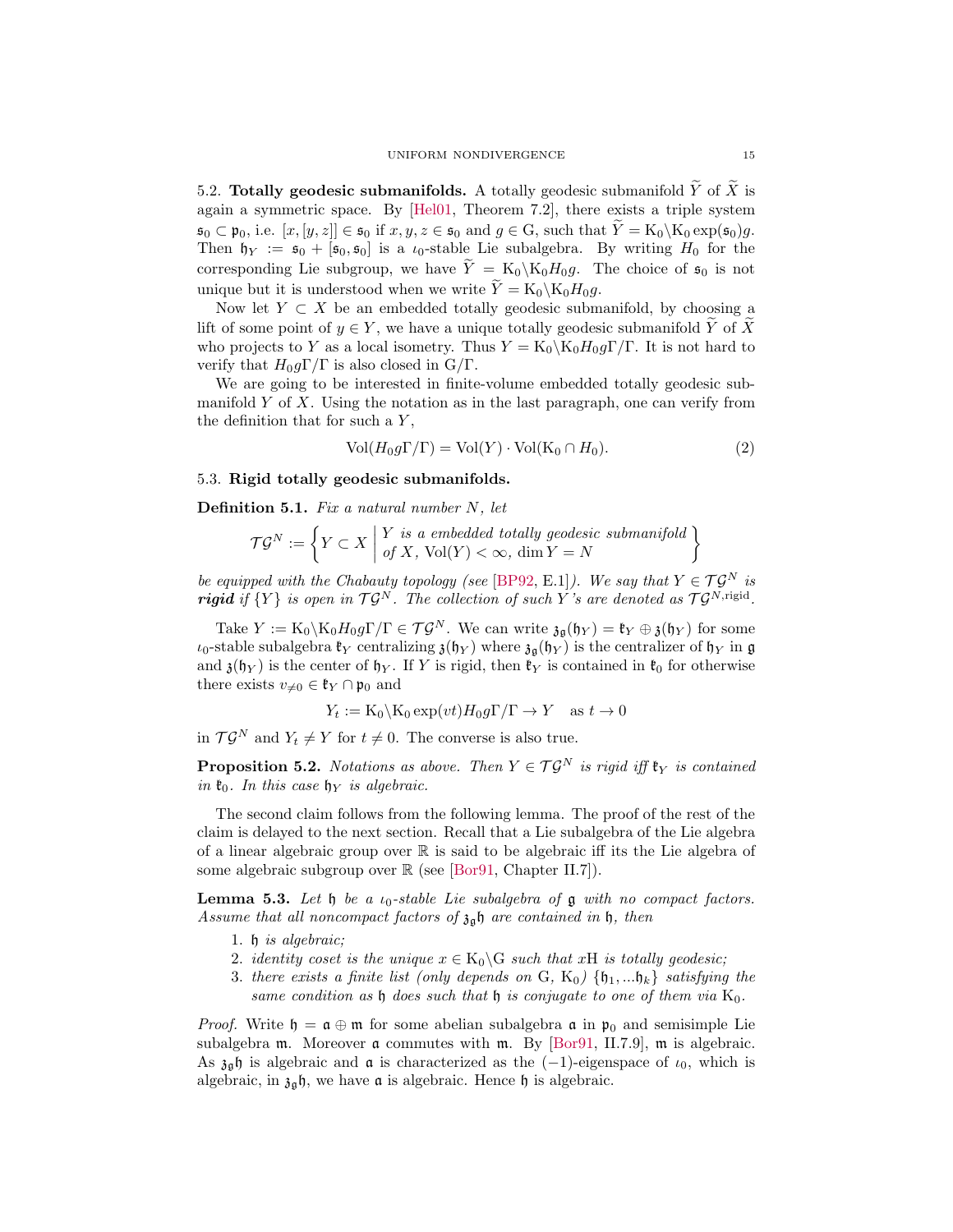5.2. **Totally geodesic submanifolds.** A totally geodesic submanifold $\widetilde{Y}$ of $\widetilde{X}$ is again a symmetric space. By [Hel01, Theorem 7.2], there exists a triple system $\mathfrak{s}_0 \subset \mathfrak{p}_0$, i.e. $[x,[y,z]] \in \mathfrak{s}_0$ if $x,y,z \in \mathfrak{s}_0$ and $g \in \mathrm{G}$, such that $\widetilde{Y} = \mathrm{K}_0 \backslash \mathrm{K}_0 \exp(\mathfrak{s}_0) g$. Then $\mathfrak{h}_Y := \mathfrak{s}_0 + [\mathfrak{s}_0, \mathfrak{s}_0]$ is a $\iota_0$-stable Lie subalgebra. By writing $H_0$ for the corresponding Lie subgroup, we have $\widetilde{Y} = \mathrm{K}_0 \backslash \mathrm{K}_0 H_0 g$. The choice of $\mathfrak{s}_0$ is not unique but it is understood when we write $\widetilde{Y} = \mathrm{K}_0 \backslash \mathrm{K}_0 H_0 g$.

Now let $Y \subset X$ be an embedded totally geodesic submanifold, by choosing a lift of some point of $y \in Y$, we have a unique totally geodesic submanifold $\widetilde{Y}$ of $\widetilde{X}$ who projects to $Y$ as a local isometry. Thus $Y = \mathrm{K}_0 \backslash \mathrm{K}_0 H_0 g \Gamma / \Gamma$. It is not hard to verify that $H_0 g \Gamma/\Gamma$ is also closed in $\mathrm{G}/\Gamma$.

We are going to be interested in finite-volume embedded totally geodesic submanifold $Y$ of $X$. Using the notation as in the last paragraph, one can verify from the definition that for such a $Y$,

$$\mathrm{Vol}(H_0 g \Gamma/\Gamma) = \mathrm{Vol}(Y) \cdot \mathrm{Vol}(\mathrm{K}_0 \cap H_0). \tag{2}$$

5.3. **Rigid totally geodesic submanifolds.**

**Definition 5.1.** *Fix a natural number $N$, let*

$$\mathcal{TG}^N := \left\{ Y \subset X \;\middle|\; \begin{array}{l} Y \text{ is a embedded totally geodesic submanifold} \\ \text{of } X,\ \mathrm{Vol}(Y) < \infty,\ \dim Y = N \end{array} \right\}$$

*be equipped with the Chabauty topology (see [BP92, E.1]). We say that $Y \in \mathcal{TG}^N$ is* ***rigid*** *if $\{Y\}$ is open in $\mathcal{TG}^N$. The collection of such $Y$'s are denoted as $\mathcal{TG}^{N,\mathrm{rigid}}$.*

Take $Y := \mathrm{K}_0 \backslash \mathrm{K}_0 H_0 g \Gamma/\Gamma \in \mathcal{TG}^N$. We can write $\mathfrak{z}_{\mathfrak{g}}(\mathfrak{h}_Y) = \mathfrak{k}_Y \oplus \mathfrak{z}(\mathfrak{h}_Y)$ for some $\iota_0$-stable subalgebra $\mathfrak{k}_Y$ centralizing $\mathfrak{z}(\mathfrak{h}_Y)$ where $\mathfrak{z}_{\mathfrak{g}}(\mathfrak{h}_Y)$ is the centralizer of $\mathfrak{h}_Y$ in $\mathfrak{g}$ and $\mathfrak{z}(\mathfrak{h}_Y)$ is the center of $\mathfrak{h}_Y$. If $Y$ is rigid, then $\mathfrak{k}_Y$ is contained in $\mathfrak{k}_0$ for otherwise there exists $v_{\neq 0} \in \mathfrak{k}_Y \cap \mathfrak{p}_0$ and

$$Y_t := \mathrm{K}_0 \backslash \mathrm{K}_0 \exp(vt) H_0 g \Gamma/\Gamma \to Y \quad \text{as } t \to 0$$

in $\mathcal{TG}^N$ and $Y_t \neq Y$ for $t \neq 0$. The converse is also true.

**Proposition 5.2.** *Notations as above. Then $Y \in \mathcal{TG}^N$ is rigid iff $\mathfrak{k}_Y$ is contained in $\mathfrak{k}_0$. In this case $\mathfrak{h}_Y$ is algebraic.*

The second claim follows from the following lemma. The proof of the rest of the claim is delayed to the next section. Recall that a Lie subalgebra of the Lie algebra of a linear algebraic group over $\mathbb{R}$ is said to be algebraic iff its the Lie algebra of some algebraic subgroup over $\mathbb{R}$ (see [Bor91, Chapter II.7]).

**Lemma 5.3.** *Let $\mathfrak{h}$ be a $\iota_0$-stable Lie subalgebra of $\mathfrak{g}$ with no compact factors. Assume that all noncompact factors of $\mathfrak{z}_{\mathfrak{g}}\mathfrak{h}$ are contained in $\mathfrak{h}$, then*

1. *$\mathfrak{h}$ is algebraic;*
2. *identity coset is the unique $x \in \mathrm{K}_0 \backslash \mathrm{G}$ such that $x\mathrm{H}$ is totally geodesic;*
3. *there exists a finite list (only depends on $\mathrm{G}$, $\mathrm{K}_0$) $\{\mathfrak{h}_1, \ldots \mathfrak{h}_k\}$ satisfying the same condition as $\mathfrak{h}$ does such that $\mathfrak{h}$ is conjugate to one of them via $\mathrm{K}_0$.*

*Proof.* Write $\mathfrak{h} = \mathfrak{a} \oplus \mathfrak{m}$ for some abelian subalgebra $\mathfrak{a}$ in $\mathfrak{p}_0$ and semisimple Lie subalgebra $\mathfrak{m}$. Moreover $\mathfrak{a}$ commutes with $\mathfrak{m}$. By [Bor91, II.7.9], $\mathfrak{m}$ is algebraic. As $\mathfrak{z}_{\mathfrak{g}}\mathfrak{h}$ is algebraic and $\mathfrak{a}$ is characterized as the $(-1)$-eigenspace of $\iota_0$, which is algebraic, in $\mathfrak{z}_{\mathfrak{g}}\mathfrak{h}$, we have $\mathfrak{a}$ is algebraic. Hence $\mathfrak{h}$ is algebraic.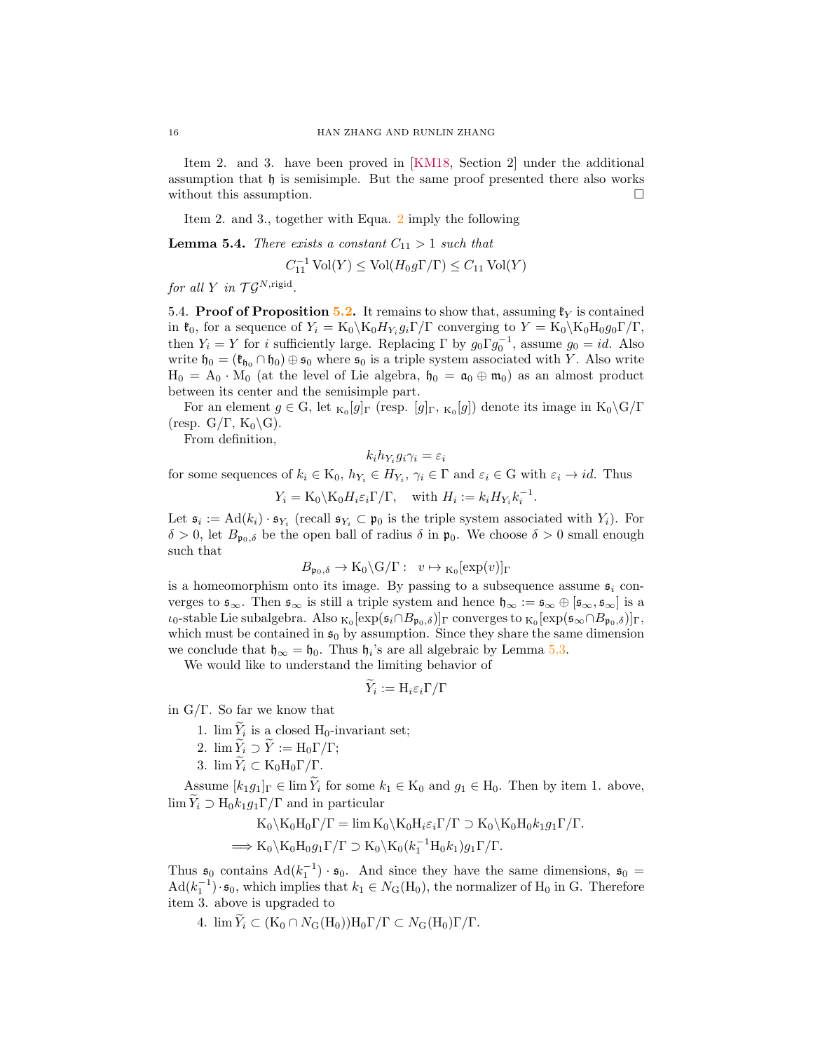Item 2. and 3. have been proved in [KM18, Section 2] under the additional assumption that $\mathfrak{h}$ is semisimple. But the same proof presented there also works without this assumption. $\square$

Item 2. and 3., together with Equa. 2 imply the following

**Lemma 5.4.** *There exists a constant $C_{11} > 1$ such that*

$$C_{11}^{-1} \operatorname{Vol}(Y) \leq \operatorname{Vol}(H_0 g\Gamma/\Gamma) \leq C_{11} \operatorname{Vol}(Y)$$

*for all $Y$ in $\mathcal{TG}^{N,\text{rigid}}$.*

5.4. **Proof of Proposition 5.2.** It remains to show that, assuming $\mathfrak{k}_Y$ is contained in $\mathfrak{k}_0$, for a sequence of $Y_i = \mathrm{K}_0\backslash \mathrm{K}_0 H_{Y_i} g_i\Gamma/\Gamma$ converging to $Y = \mathrm{K}_0\backslash\mathrm{K}_0\mathrm{H}_0 g_0\Gamma/\Gamma$, then $Y_i = Y$ for $i$ sufficiently large. Replacing $\Gamma$ by $g_0\Gamma g_0^{-1}$, assume $g_0 = id$. Also write $\mathfrak{h}_0 = (\mathfrak{k}_{\mathfrak{h}_0} \cap \mathfrak{h}_0) \oplus \mathfrak{s}_0$ where $\mathfrak{s}_0$ is a triple system associated with $Y$. Also write $\mathrm{H}_0 = \mathrm{A}_0 \cdot \mathrm{M}_0$ (at the level of Lie algebra, $\mathfrak{h}_0 = \mathfrak{a}_0 \oplus \mathfrak{m}_0$) as an almost product between its center and the semisimple part.

For an element $g \in \mathrm{G}$, let ${}_{\mathrm{K}_0}[g]_\Gamma$ (resp. $[g]_\Gamma$, ${}_{\mathrm{K}_0}[g]$) denote its image in $\mathrm{K}_0\backslash\mathrm{G}/\Gamma$ (resp. $\mathrm{G}/\Gamma$, $\mathrm{K}_0\backslash\mathrm{G}$).

From definition,

$$k_i h_{Y_i} g_i \gamma_i = \varepsilon_i$$

for some sequences of $k_i \in \mathrm{K}_0$, $h_{Y_i} \in H_{Y_i}$, $\gamma_i \in \Gamma$ and $\varepsilon_i \in \mathrm{G}$ with $\varepsilon_i \to id$. Thus

$$Y_i = \mathrm{K}_0\backslash\mathrm{K}_0 H_i \varepsilon_i \Gamma/\Gamma, \quad \text{with } H_i := k_i H_{Y_i} k_i^{-1}.$$

Let $\mathfrak{s}_i := \operatorname{Ad}(k_i) \cdot \mathfrak{s}_{Y_i}$ (recall $\mathfrak{s}_{Y_i} \subset \mathfrak{p}_0$ is the triple system associated with $Y_i$). For $\delta > 0$, let $B_{\mathfrak{p}_0,\delta}$ be the open ball of radius $\delta$ in $\mathfrak{p}_0$. We choose $\delta > 0$ small enough such that

$$B_{\mathfrak{p}_0,\delta} \to \mathrm{K}_0\backslash\mathrm{G}/\Gamma : \quad v \mapsto {}_{\mathrm{K}_0}[\exp(v)]_\Gamma$$

is a homeomorphism onto its image. By passing to a subsequence assume $\mathfrak{s}_i$ converges to $\mathfrak{s}_\infty$. Then $\mathfrak{s}_\infty$ is still a triple system and hence $\mathfrak{h}_\infty := \mathfrak{s}_\infty \oplus [\mathfrak{s}_\infty, \mathfrak{s}_\infty]$ is a $\iota_0$-stable Lie subalgebra. Also ${}_{\mathrm{K}_0}[\exp(\mathfrak{s}_i \cap B_{\mathfrak{p}_0,\delta})]_\Gamma$ converges to ${}_{\mathrm{K}_0}[\exp(\mathfrak{s}_\infty \cap B_{\mathfrak{p}_0,\delta})]_\Gamma$, which must be contained in $\mathfrak{s}_0$ by assumption. Since they share the same dimension we conclude that $\mathfrak{h}_\infty = \mathfrak{h}_0$. Thus $\mathfrak{h}_i$'s are all algebraic by Lemma 5.3.

We would like to understand the limiting behavior of

$$\widetilde{Y}_i := \mathrm{H}_i \varepsilon_i \Gamma/\Gamma$$

in $\mathrm{G}/\Gamma$. So far we know that

1. $\lim \widetilde{Y}_i$ is a closed $\mathrm{H}_0$-invariant set;
2. $\lim \widetilde{Y}_i \supset \widetilde{Y} := \mathrm{H}_0\Gamma/\Gamma$;
3. $\lim \widetilde{Y}_i \subset \mathrm{K}_0\mathrm{H}_0\Gamma/\Gamma$.

Assume $[k_1 g_1]_\Gamma \in \lim \widetilde{Y}_i$ for some $k_1 \in \mathrm{K}_0$ and $g_1 \in \mathrm{H}_0$. Then by item 1. above, $\lim \widetilde{Y}_i \supset \mathrm{H}_0 k_1 g_1 \Gamma/\Gamma$ and in particular

$$\begin{aligned}
\mathrm{K}_0\backslash\mathrm{K}_0\mathrm{H}_0\Gamma/\Gamma = \lim \mathrm{K}_0\backslash\mathrm{K}_0\mathrm{H}_i\varepsilon_i\Gamma/\Gamma \supset \mathrm{K}_0\backslash\mathrm{K}_0\mathrm{H}_0 k_1 g_1\Gamma/\Gamma. \\
\Longrightarrow \mathrm{K}_0\backslash\mathrm{K}_0\mathrm{H}_0 g_1\Gamma/\Gamma \supset \mathrm{K}_0\backslash\mathrm{K}_0(k_1^{-1}\mathrm{H}_0 k_1) g_1\Gamma/\Gamma.
\end{aligned}$$

Thus $\mathfrak{s}_0$ contains $\operatorname{Ad}(k_1^{-1}) \cdot \mathfrak{s}_0$. And since they have the same dimensions, $\mathfrak{s}_0 = \operatorname{Ad}(k_1^{-1}) \cdot \mathfrak{s}_0$, which implies that $k_1 \in N_{\mathrm{G}}(\mathrm{H}_0)$, the normalizer of $\mathrm{H}_0$ in $\mathrm{G}$. Therefore item 3. above is upgraded to

4. $\lim \widetilde{Y}_i \subset (\mathrm{K}_0 \cap N_{\mathrm{G}}(\mathrm{H}_0))\mathrm{H}_0\Gamma/\Gamma \subset N_{\mathrm{G}}(\mathrm{H}_0)\Gamma/\Gamma$.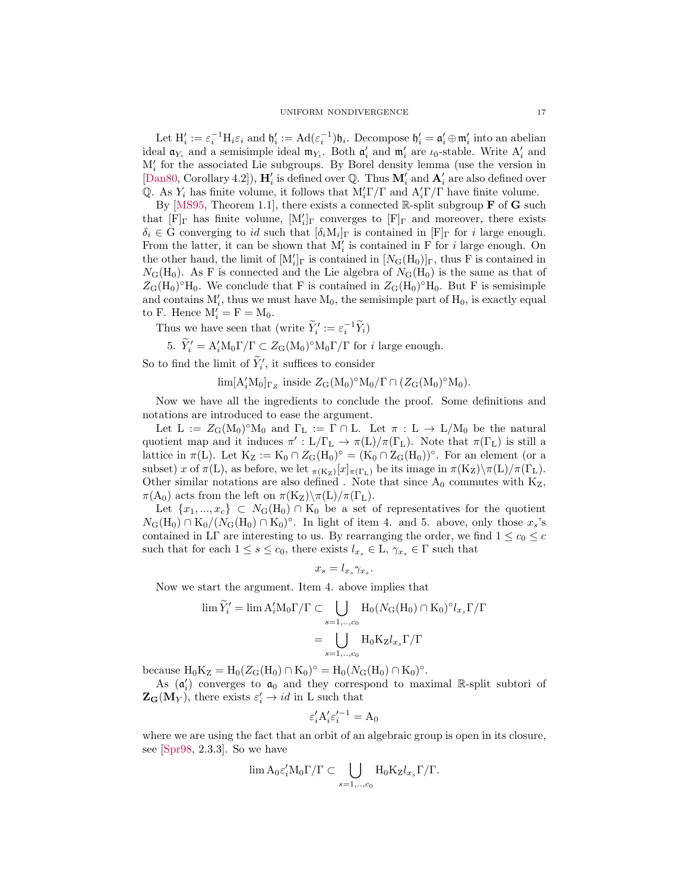Let $\mathrm{H}'_i := \varepsilon_i^{-1}\mathrm{H}_i\varepsilon_i$ and $\mathfrak{h}'_i := \mathrm{Ad}(\varepsilon_i^{-1})\mathfrak{h}_i$. Decompose $\mathfrak{h}'_i = \mathfrak{a}'_i \oplus \mathfrak{m}'_i$ into an abelian ideal $\mathfrak{a}_{Y_i}$ and a semisimple ideal $\mathfrak{m}_{Y_i}$. Both $\mathfrak{a}'_i$ and $\mathfrak{m}'_i$ are $\iota_0$-stable. Write $\mathrm{A}'_i$ and $\mathrm{M}'_i$ for the associated Lie subgroups. By Borel density lemma (use the version in [Dan80, Corollary 4.2]), $\mathbf{H}'_i$ is defined over $\mathbb{Q}$. Thus $\mathbf{M}'_i$ and $\mathbf{A}'_i$ are also defined over $\mathbb{Q}$. As $Y_i$ has finite volume, it follows that $\mathrm{M}'_i\Gamma/\Gamma$ and $\mathrm{A}'_i\Gamma/\Gamma$ have finite volume.

By [MS95, Theorem 1.1], there exists a connected $\mathbb{R}$-split subgroup $\mathbf{F}$ of $\mathbf{G}$ such that $[\mathrm{F}]_\Gamma$ has finite volume, $[\mathrm{M}'_i]_\Gamma$ converges to $[\mathrm{F}]_\Gamma$ and moreover, there exists $\delta_i \in \mathrm{G}$ converging to $id$ such that $[\delta_i \mathrm{M}_i]_\Gamma$ is contained in $[\mathrm{F}]_\Gamma$ for $i$ large enough. From the latter, it can be shown that $\mathrm{M}'_i$ is contained in $\mathrm{F}$ for $i$ large enough. On the other hand, the limit of $[\mathrm{M}'_i]_\Gamma$ is contained in $[N_{\mathrm{G}}(\mathrm{H}_0)]_\Gamma$, thus $\mathrm{F}$ is contained in $N_{\mathrm{G}}(\mathrm{H}_0)$. As $\mathrm{F}$ is connected and the Lie algebra of $N_{\mathrm{G}}(\mathrm{H}_0)$ is the same as that of $Z_{\mathrm{G}}(\mathrm{H}_0)^\circ\mathrm{H}_0$. We conclude that $\mathrm{F}$ is contained in $Z_{\mathrm{G}}(\mathrm{H}_0)^\circ\mathrm{H}_0$. But $\mathrm{F}$ is semisimple and contains $\mathrm{M}'_i$, thus we must have $\mathrm{M}_0$, the semisimple part of $\mathrm{H}_0$, is exactly equal to $\mathrm{F}$. Hence $\mathrm{M}'_i = \mathrm{F} = \mathrm{M}_0$.

Thus we have seen that (write $\widetilde{Y}'_i := \varepsilon_i^{-1}\widetilde{Y}_i$)

5. $\widetilde{Y}'_i = \mathrm{A}'_i\mathrm{M}_0\Gamma/\Gamma \subset Z_{\mathrm{G}}(\mathrm{M}_0)^\circ\mathrm{M}_0\Gamma/\Gamma$ for $i$ large enough.

So to find the limit of $\widetilde{Y}'_i$, it suffices to consider

$$\lim[\mathrm{A}'_i\mathrm{M}_0]_{\Gamma_Z} \text{ inside } Z_{\mathrm{G}}(\mathrm{M}_0)^\circ\mathrm{M}_0/\Gamma \cap (Z_{\mathrm{G}}(\mathrm{M}_0)^\circ\mathrm{M}_0).$$

Now we have all the ingredients to conclude the proof. Some definitions and notations are introduced to ease the argument.

Let $\mathrm{L} := Z_{\mathrm{G}}(\mathrm{M}_0)^\circ\mathrm{M}_0$ and $\Gamma_{\mathrm{L}} := \Gamma \cap \mathrm{L}$. Let $\pi : \mathrm{L} \to \mathrm{L}/\mathrm{M}_0$ be the natural quotient map and it induces $\pi' : \mathrm{L}/\Gamma_{\mathrm{L}} \to \pi(\mathrm{L})/\pi(\Gamma_{\mathrm{L}})$. Note that $\pi(\Gamma_{\mathrm{L}})$ is still a lattice in $\pi(\mathrm{L})$. Let $\mathrm{K}_{\mathrm{Z}} := \mathrm{K}_0 \cap Z_{\mathrm{G}}(\mathrm{H}_0)^\circ = (\mathrm{K}_0 \cap \mathrm{Z}_{\mathrm{G}}(\mathrm{H}_0))^\circ$. For an element (or a subset) $x$ of $\pi(\mathrm{L})$, as before, we let ${}_{\pi(\mathrm{K}_{\mathrm{Z}})}[x]_{\pi(\Gamma_{\mathrm{L}})}$ be its image in $\pi(\mathrm{K}_{\mathrm{Z}})\backslash\pi(\mathrm{L})/\pi(\Gamma_{\mathrm{L}})$. Other similar notations are also defined . Note that since $\mathrm{A}_0$ commutes with $\mathrm{K}_{\mathrm{Z}}$, $\pi(\mathrm{A}_0)$ acts from the left on $\pi(\mathrm{K}_{\mathrm{Z}})\backslash\pi(\mathrm{L})/\pi(\Gamma_{\mathrm{L}})$.

Let $\{x_1, ..., x_c\} \subset N_{\mathrm{G}}(\mathrm{H}_0) \cap \mathrm{K}_0$ be a set of representatives for the quotient $N_{\mathrm{G}}(\mathrm{H}_0) \cap \mathrm{K}_0/(N_{\mathrm{G}}(\mathrm{H}_0) \cap \mathrm{K}_0)^\circ$. In light of item 4. and 5. above, only those $x_s$'s contained in $\mathrm{L}\Gamma$ are interesting to us. By rearranging the order, we find $1 \le c_0 \le c$ such that for each $1 \le s \le c_0$, there exists $l_{x_s} \in \mathrm{L}$, $\gamma_{x_s} \in \Gamma$ such that

$$x_s = l_{x_s}\gamma_{x_s}.$$

Now we start the argument. Item 4. above implies that

$$\begin{aligned}\lim \widetilde{Y}'_i = \lim \mathrm{A}'_i\mathrm{M}_0\Gamma/\Gamma &\subset \bigcup_{s=1,..,c_0} \mathrm{H}_0(N_{\mathrm{G}}(\mathrm{H}_0) \cap \mathrm{K}_0)^\circ l_{x_s}\Gamma/\Gamma \\ &= \bigcup_{s=1,..,c_0} \mathrm{H}_0\mathrm{K}_{\mathrm{Z}} l_{x_s}\Gamma/\Gamma\end{aligned}$$

because $\mathrm{H}_0\mathrm{K}_{\mathrm{Z}} = \mathrm{H}_0(Z_{\mathrm{G}}(\mathrm{H}_0) \cap \mathrm{K}_0)^\circ = \mathrm{H}_0(N_{\mathrm{G}}(\mathrm{H}_0) \cap \mathrm{K}_0)^\circ$.

As $(\mathfrak{a}'_i)$ converges to $\mathfrak{a}_0$ and they correspond to maximal $\mathbb{R}$-split subtori of $\mathbf{Z}_{\mathbf{G}}(\mathbf{M}_Y)$, there exists $\varepsilon'_i \to id$ in $\mathrm{L}$ such that

$$\varepsilon'_i\mathrm{A}'_i\varepsilon_i'^{-1} = \mathrm{A}_0$$

where we are using the fact that an orbit of an algebraic group is open in its closure, see [Spr98, 2.3.3]. So we have

$$\lim \mathrm{A}_0\varepsilon'_i\mathrm{M}_0\Gamma/\Gamma \subset \bigcup_{s=1,..,c_0} \mathrm{H}_0\mathrm{K}_{\mathrm{Z}} l_{x_s}\Gamma/\Gamma.$$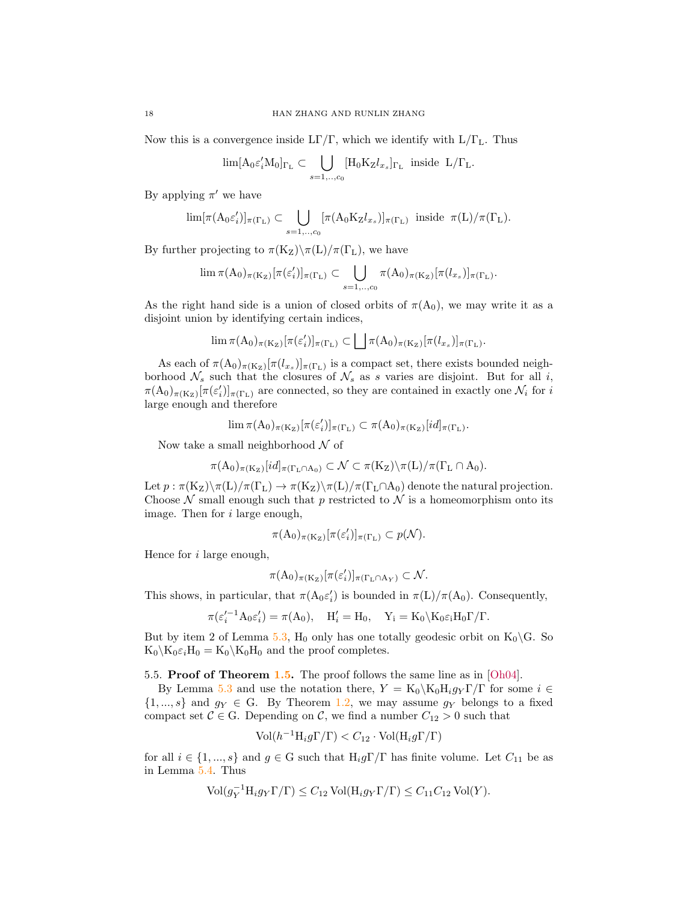Now this is a convergence inside $\mathrm{L}\Gamma/\Gamma$, which we identify with $\mathrm{L}/\Gamma_{\mathrm{L}}$. Thus

$$\lim[\mathrm{A}_0\varepsilon_i'\mathrm{M}_0]_{\Gamma_{\mathrm{L}}} \subset \bigcup_{s=1,..,c_0} [\mathrm{H}_0\mathrm{K}_{\mathrm{Z}}l_{x_s}]_{\Gamma_{\mathrm{L}}} \text{ inside } \mathrm{L}/\Gamma_{\mathrm{L}}.$$

By applying $\pi'$ we have

$$\lim[\pi(\mathrm{A}_0\varepsilon_i')]_{\pi(\Gamma_{\mathrm{L}})} \subset \bigcup_{s=1,..,c_0} [\pi(\mathrm{A}_0\mathrm{K}_{\mathrm{Z}}l_{x_s})]_{\pi(\Gamma_{\mathrm{L}})} \text{ inside } \pi(\mathrm{L})/\pi(\Gamma_{\mathrm{L}}).$$

By further projecting to $\pi(\mathrm{K}_{\mathrm{Z}})\backslash\pi(\mathrm{L})/\pi(\Gamma_{\mathrm{L}})$, we have

$$\lim \pi(\mathrm{A}_0)_{\pi(\mathrm{K}_{\mathrm{Z}})}[\pi(\varepsilon_i')]_{\pi(\Gamma_{\mathrm{L}})} \subset \bigcup_{s=1,..,c_0} \pi(\mathrm{A}_0)_{\pi(\mathrm{K}_{\mathrm{Z}})}[\pi(l_{x_s})]_{\pi(\Gamma_{\mathrm{L}})}.$$

As the right hand side is a union of closed orbits of $\pi(\mathrm{A}_0)$, we may write it as a disjoint union by identifying certain indices,

$$\lim \pi(\mathrm{A}_0)_{\pi(\mathrm{K}_{\mathrm{Z}})}[\pi(\varepsilon_i')]_{\pi(\Gamma_{\mathrm{L}})} \subset \bigsqcup \pi(\mathrm{A}_0)_{\pi(\mathrm{K}_{\mathrm{Z}})}[\pi(l_{x_s})]_{\pi(\Gamma_{\mathrm{L}})}.$$

As each of $\pi(\mathrm{A}_0)_{\pi(\mathrm{K}_{\mathrm{Z}})}[\pi(l_{x_s})]_{\pi(\Gamma_{\mathrm{L}})}$ is a compact set, there exists bounded neighborhood $\mathcal{N}_s$ such that the closures of $\mathcal{N}_s$ as $s$ varies are disjoint. But for all $i$, $\pi(\mathrm{A}_0)_{\pi(\mathrm{K}_{\mathrm{Z}})}[\pi(\varepsilon_i')]_{\pi(\Gamma_{\mathrm{L}})}$ are connected, so they are contained in exactly one $\mathcal{N}_i$ for $i$ large enough and therefore

$$\lim \pi(\mathrm{A}_0)_{\pi(\mathrm{K}_{\mathrm{Z}})}[\pi(\varepsilon_i')]_{\pi(\Gamma_{\mathrm{L}})} \subset \pi(\mathrm{A}_0)_{\pi(\mathrm{K}_{\mathrm{Z}})}[id]_{\pi(\Gamma_{\mathrm{L}})}.$$

Now take a small neighborhood $\mathcal{N}$ of

$$\pi(\mathrm{A}_0)_{\pi(\mathrm{K}_{\mathrm{Z}})}[id]_{\pi(\Gamma_{\mathrm{L}}\cap\mathrm{A}_0)} \subset \mathcal{N} \subset \pi(\mathrm{K}_{\mathrm{Z}})\backslash\pi(\mathrm{L})/\pi(\Gamma_{\mathrm{L}}\cap\mathrm{A}_0).$$

Let $p: \pi(\mathrm{K}_{\mathrm{Z}})\backslash\pi(\mathrm{L})/\pi(\Gamma_{\mathrm{L}}) \to \pi(\mathrm{K}_{\mathrm{Z}})\backslash\pi(\mathrm{L})/\pi(\Gamma_{\mathrm{L}}\cap\mathrm{A}_0)$ denote the natural projection. Choose $\mathcal{N}$ small enough such that $p$ restricted to $\mathcal{N}$ is a homeomorphism onto its image. Then for $i$ large enough,

$$\pi(\mathrm{A}_0)_{\pi(\mathrm{K}_{\mathrm{Z}})}[\pi(\varepsilon_i')]_{\pi(\Gamma_{\mathrm{L}})} \subset p(\mathcal{N}).$$

Hence for $i$ large enough,

$$\pi(\mathrm{A}_0)_{\pi(\mathrm{K}_{\mathrm{Z}})}[\pi(\varepsilon_i')]_{\pi(\Gamma_{\mathrm{L}}\cap\mathrm{A}_Y)} \subset \mathcal{N}.$$

This shows, in particular, that $\pi(\mathrm{A}_0\varepsilon_i')$ is bounded in $\pi(\mathrm{L})/\pi(\mathrm{A}_0)$. Consequently,

$$\pi(\varepsilon_i'^{-1}\mathrm{A}_0\varepsilon_i') = \pi(\mathrm{A}_0), \quad \mathrm{H}_i' = \mathrm{H}_0, \quad \mathrm{Y_i} = \mathrm{K}_0\backslash\mathrm{K}_0\varepsilon_{\mathrm{i}}\mathrm{H}_0\Gamma/\Gamma.$$

But by item 2 of Lemma 5.3, $\mathrm{H}_0$ only has one totally geodesic orbit on $\mathrm{K}_0\backslash\mathrm{G}$. So $\mathrm{K}_0\backslash\mathrm{K}_0\varepsilon_i\mathrm{H}_0 = \mathrm{K}_0\backslash\mathrm{K}_0\mathrm{H}_0$ and the proof completes.

5.5. **Proof of Theorem 1.5.** The proof follows the same line as in [Oh04].

By Lemma 5.3 and use the notation there, $Y = \mathrm{K}_0\backslash\mathrm{K}_0\mathrm{H}_i g_Y\Gamma/\Gamma$ for some $i \in \{1,...,s\}$ and $g_Y \in \mathrm{G}$. By Theorem 1.2, we may assume $g_Y$ belongs to a fixed compact set $\mathcal{C} \in \mathrm{G}$. Depending on $\mathcal{C}$, we find a number $C_{12} > 0$ such that

$$\mathrm{Vol}(h^{-1}\mathrm{H}_i g\Gamma/\Gamma) < C_{12} \cdot \mathrm{Vol}(\mathrm{H}_i g\Gamma/\Gamma)$$

for all $i \in \{1,...,s\}$ and $g \in \mathrm{G}$ such that $\mathrm{H}_i g\Gamma/\Gamma$ has finite volume. Let $C_{11}$ be as in Lemma 5.4. Thus

$$\mathrm{Vol}(g_Y^{-1}\mathrm{H}_i g_Y\Gamma/\Gamma) \leq C_{12}\,\mathrm{Vol}(\mathrm{H}_i g_Y\Gamma/\Gamma) \leq C_{11}C_{12}\,\mathrm{Vol}(Y).$$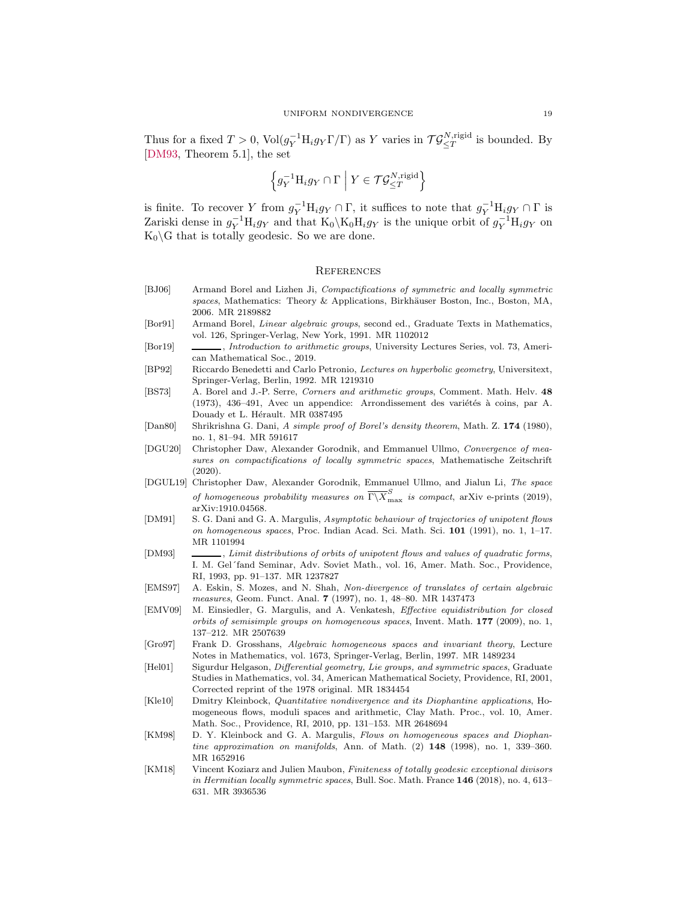Thus for a fixed $T > 0$, $\mathrm{Vol}(g_Y^{-1}\mathrm{H}_i g_Y \Gamma/\Gamma)$ as $Y$ varies in $\mathcal{TG}_{\leq T}^{N,\mathrm{rigid}}$ is bounded. By [DM93, Theorem 5.1], the set

$$\left\{ g_Y^{-1}\mathrm{H}_i g_Y \cap \Gamma \;\middle|\; Y \in \mathcal{TG}_{\leq T}^{N,\mathrm{rigid}} \right\}$$

is finite. To recover $Y$ from $g_Y^{-1}\mathrm{H}_i g_Y \cap \Gamma$, it suffices to note that $g_Y^{-1}\mathrm{H}_i g_Y \cap \Gamma$ is Zariski dense in $g_Y^{-1}\mathrm{H}_i g_Y$ and that $\mathrm{K}_0\backslash\mathrm{K}_0\mathrm{H}_i g_Y$ is the unique orbit of $g_Y^{-1}\mathrm{H}_i g_Y$ on $\mathrm{K}_0\backslash\mathrm{G}$ that is totally geodesic. So we are done.

## References

- [BJ06] Armand Borel and Lizhen Ji, *Compactifications of symmetric and locally symmetric spaces*, Mathematics: Theory & Applications, Birkhäuser Boston, Inc., Boston, MA, 2006. MR 2189882
- [Bor91] Armand Borel, *Linear algebraic groups*, second ed., Graduate Texts in Mathematics, vol. 126, Springer-Verlag, New York, 1991. MR 1102012
- [Bor19] ———, *Introduction to arithmetic groups*, University Lectures Series, vol. 73, American Mathematical Soc., 2019.
- [BP92] Riccardo Benedetti and Carlo Petronio, *Lectures on hyperbolic geometry*, Universitext, Springer-Verlag, Berlin, 1992. MR 1219310
- [BS73] A. Borel and J.-P. Serre, *Corners and arithmetic groups*, Comment. Math. Helv. **48** (1973), 436–491, Avec un appendice: Arrondissement des variétés à coins, par A. Douady et L. Hérault. MR 0387495
- [Dan80] Shrikrishna G. Dani, *A simple proof of Borel's density theorem*, Math. Z. **174** (1980), no. 1, 81–94. MR 591617
- [DGU20] Christopher Daw, Alexander Gorodnik, and Emmanuel Ullmo, *Convergence of measures on compactifications of locally symmetric spaces*, Mathematische Zeitschrift (2020).
- [DGUL19] Christopher Daw, Alexander Gorodnik, Emmanuel Ullmo, and Jialun Li, *The space of homogeneous probability measures on $\overline{\Gamma\backslash X}^S_{\max}$ is compact*, arXiv e-prints (2019), arXiv:1910.04568.
- [DM91] S. G. Dani and G. A. Margulis, *Asymptotic behaviour of trajectories of unipotent flows on homogeneous spaces*, Proc. Indian Acad. Sci. Math. Sci. **101** (1991), no. 1, 1–17. MR 1101994
- [DM93] ———, *Limit distributions of orbits of unipotent flows and values of quadratic forms*, I. M. Gel´fand Seminar, Adv. Soviet Math., vol. 16, Amer. Math. Soc., Providence, RI, 1993, pp. 91–137. MR 1237827
- [EMS97] A. Eskin, S. Mozes, and N. Shah, *Non-divergence of translates of certain algebraic measures*, Geom. Funct. Anal. **7** (1997), no. 1, 48–80. MR 1437473
- [EMV09] M. Einsiedler, G. Margulis, and A. Venkatesh, *Effective equidistribution for closed orbits of semisimple groups on homogeneous spaces*, Invent. Math. **177** (2009), no. 1, 137–212. MR 2507639
- [Gro97] Frank D. Grosshans, *Algebraic homogeneous spaces and invariant theory*, Lecture Notes in Mathematics, vol. 1673, Springer-Verlag, Berlin, 1997. MR 1489234
- [Hel01] Sigurdur Helgason, *Differential geometry, Lie groups, and symmetric spaces*, Graduate Studies in Mathematics, vol. 34, American Mathematical Society, Providence, RI, 2001, Corrected reprint of the 1978 original. MR 1834454
- [Kle10] Dmitry Kleinbock, *Quantitative nondivergence and its Diophantine applications*, Homogeneous flows, moduli spaces and arithmetic, Clay Math. Proc., vol. 10, Amer. Math. Soc., Providence, RI, 2010, pp. 131–153. MR 2648694
- [KM98] D. Y. Kleinbock and G. A. Margulis, *Flows on homogeneous spaces and Diophantine approximation on manifolds*, Ann. of Math. (2) **148** (1998), no. 1, 339–360. MR 1652916
- [KM18] Vincent Koziarz and Julien Maubon, *Finiteness of totally geodesic exceptional divisors in Hermitian locally symmetric spaces*, Bull. Soc. Math. France **146** (2018), no. 4, 613–631. MR 3936536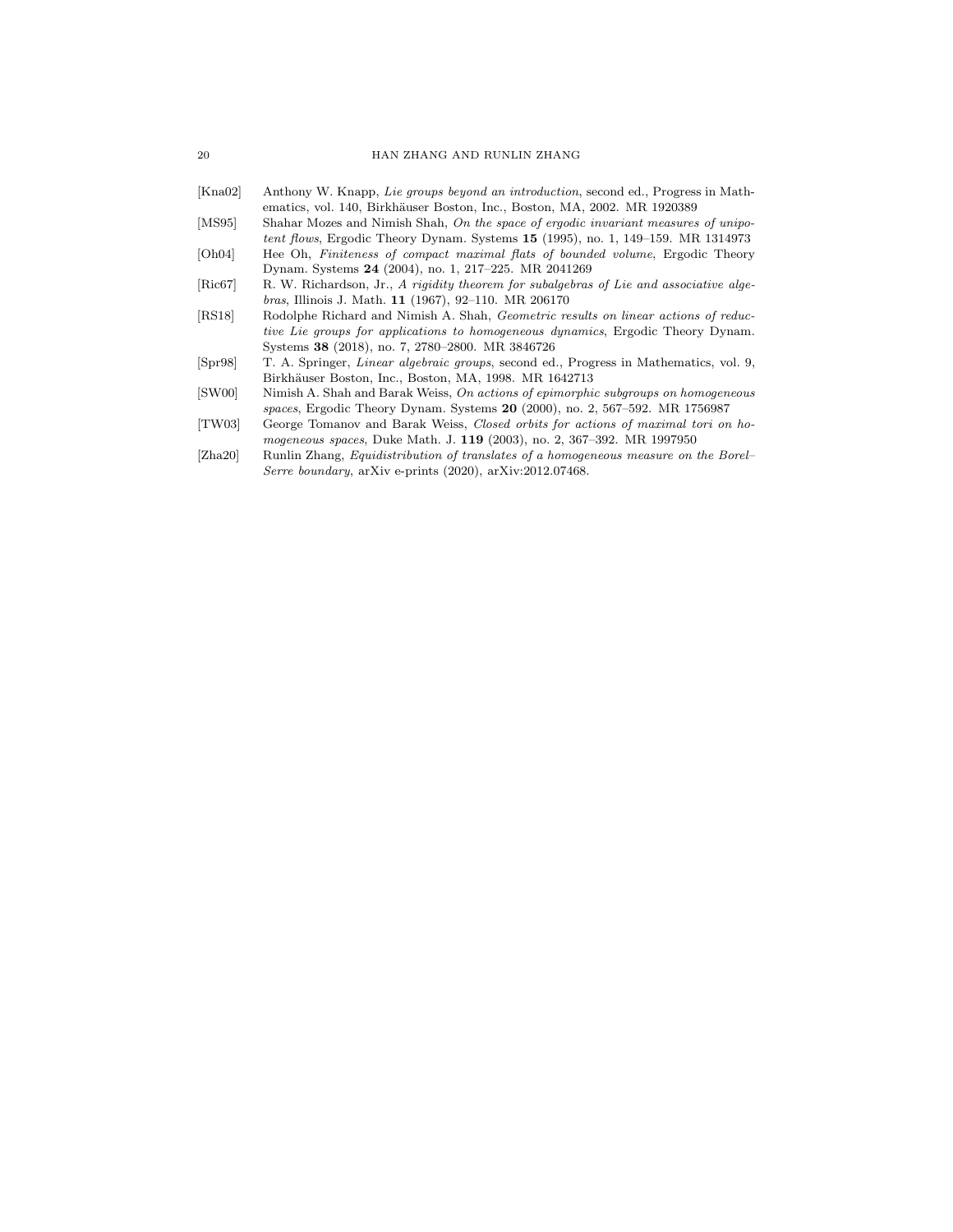[Kna02] Anthony W. Knapp, *Lie groups beyond an introduction*, second ed., Progress in Mathematics, vol. 140, Birkhäuser Boston, Inc., Boston, MA, 2002. MR 1920389

[MS95] Shahar Mozes and Nimish Shah, *On the space of ergodic invariant measures of unipotent flows*, Ergodic Theory Dynam. Systems **15** (1995), no. 1, 149–159. MR 1314973

[Oh04] Hee Oh, *Finiteness of compact maximal flats of bounded volume*, Ergodic Theory Dynam. Systems **24** (2004), no. 1, 217–225. MR 2041269

[Ric67] R. W. Richardson, Jr., *A rigidity theorem for subalgebras of Lie and associative algebras*, Illinois J. Math. **11** (1967), 92–110. MR 206170

[RS18] Rodolphe Richard and Nimish A. Shah, *Geometric results on linear actions of reductive Lie groups for applications to homogeneous dynamics*, Ergodic Theory Dynam. Systems **38** (2018), no. 7, 2780–2800. MR 3846726

[Spr98] T. A. Springer, *Linear algebraic groups*, second ed., Progress in Mathematics, vol. 9, Birkhäuser Boston, Inc., Boston, MA, 1998. MR 1642713

[SW00] Nimish A. Shah and Barak Weiss, *On actions of epimorphic subgroups on homogeneous spaces*, Ergodic Theory Dynam. Systems **20** (2000), no. 2, 567–592. MR 1756987

[TW03] George Tomanov and Barak Weiss, *Closed orbits for actions of maximal tori on homogeneous spaces*, Duke Math. J. **119** (2003), no. 2, 367–392. MR 1997950

[Zha20] Runlin Zhang, *Equidistribution of translates of a homogeneous measure on the Borel–Serre boundary*, arXiv e-prints (2020), arXiv:2012.07468.